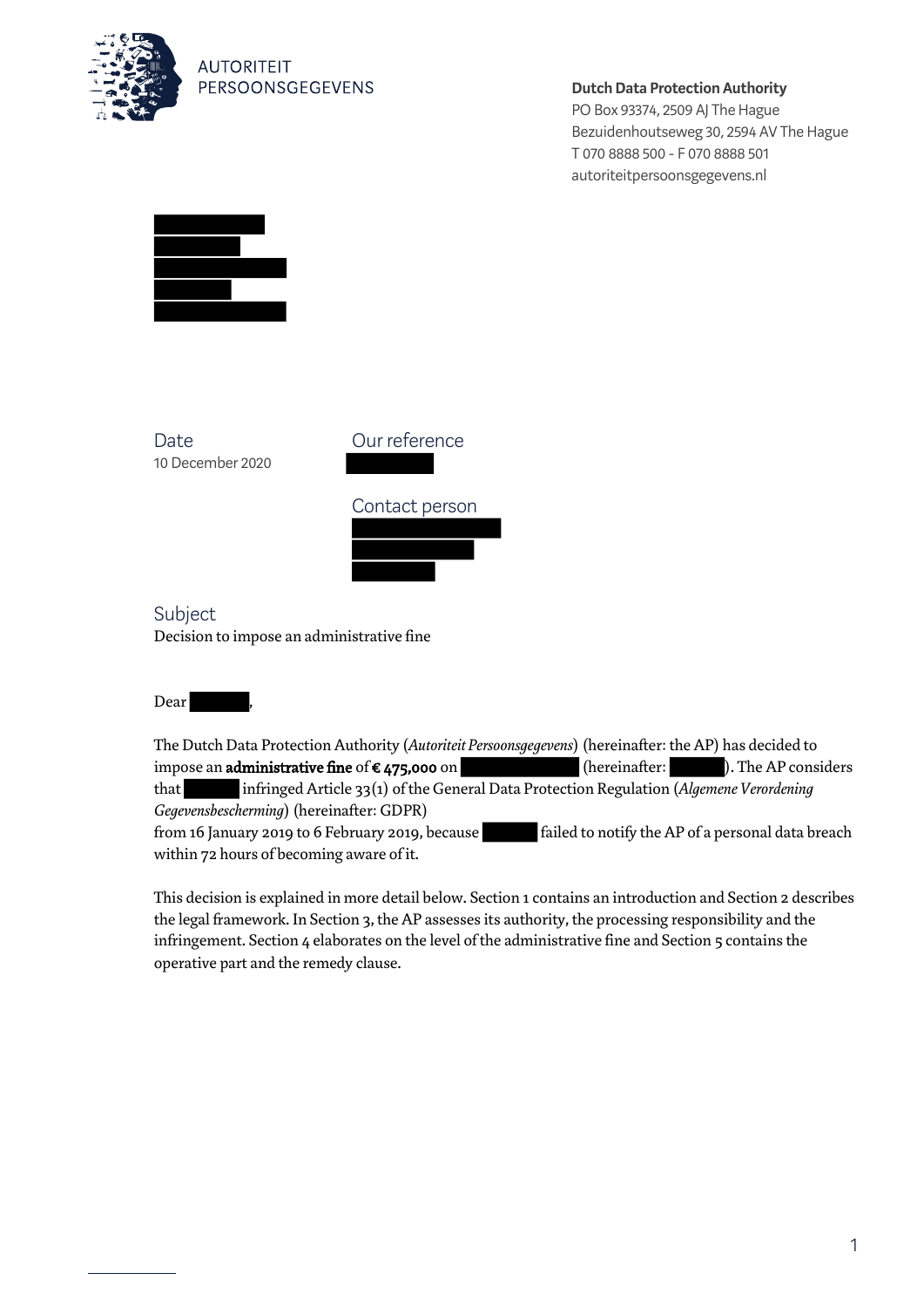AUTORITEIT PERSOONSGEGEVENS

**Dutch Data Protection Authority**
PO Box 93374, 2509 AJ The Hague
Bezuidenhoutseweg 30, 2594 AV The Hague
T 070 8888 500 - F 070 8888 501
autoriteitpersoonsgegevens.nl

Date
10 December 2020

Our reference

Contact person

Subject
Decision to impose an administrative fine

Dear ,

The Dutch Data Protection Authority (*Autoriteit Persoonsgegevens*) (hereinafter: the AP) has decided to impose an **administrative fine** of **€ 475,000** on (hereinafter: ). The AP considers that infringed Article 33(1) of the General Data Protection Regulation (*Algemene Verordening Gegevensbescherming*) (hereinafter: GDPR) from 16 January 2019 to 6 February 2019, because failed to notify the AP of a personal data breach within 72 hours of becoming aware of it.

This decision is explained in more detail below. Section 1 contains an introduction and Section 2 describes the legal framework. In Section 3, the AP assesses its authority, the processing responsibility and the infringement. Section 4 elaborates on the level of the administrative fine and Section 5 contains the operative part and the remedy clause.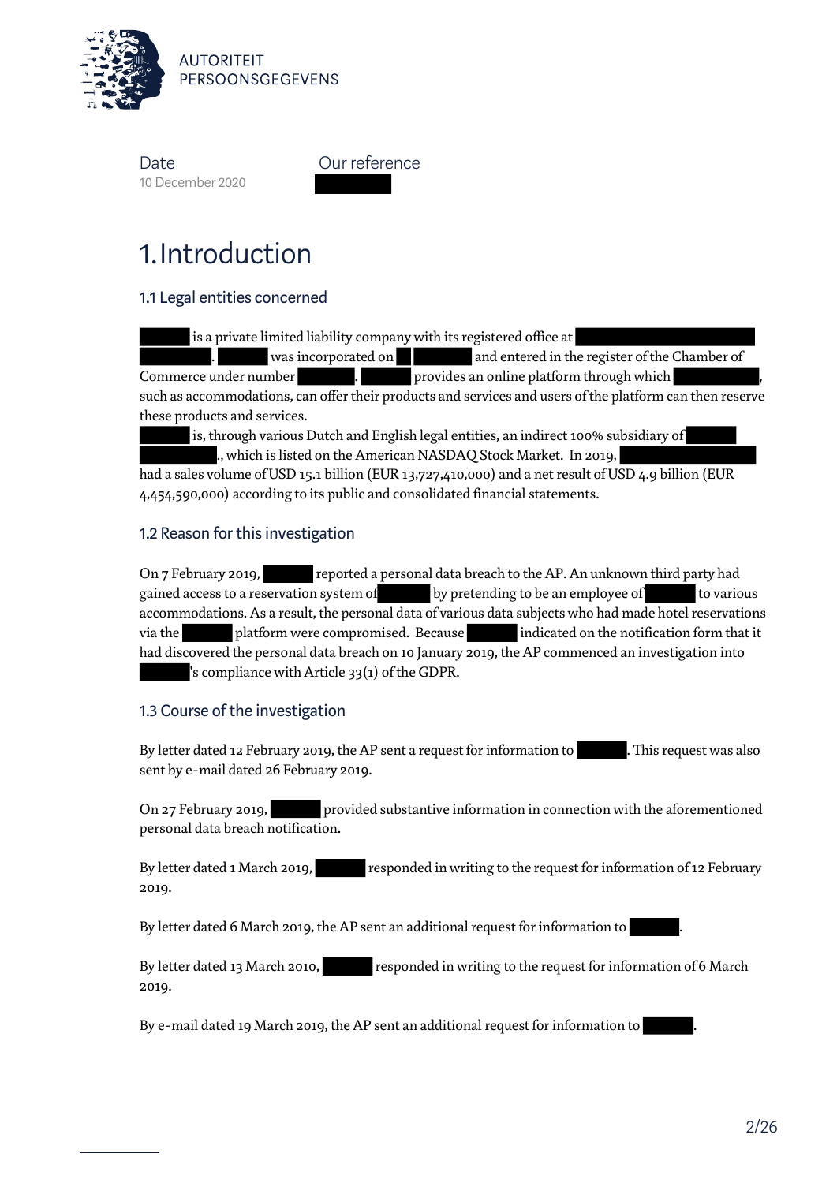Date
10 December 2020

Our reference
██████

# 1. Introduction

## 1.1 Legal entities concerned

██████ is a private limited liability company with its registered office at ██████████████ ██████. ██████ was incorporated on █ ██████ and entered in the register of the Chamber of Commerce under number ██████. ██████ provides an online platform through which ██████████, such as accommodations, can offer their products and services and users of the platform can then reserve these products and services.

██████ is, through various Dutch and English legal entities, an indirect 100% subsidiary of ██████ ████████., which is listed on the American NASDAQ Stock Market. In 2019, ██████████████ had a sales volume of USD 15.1 billion (EUR 13,727,410,000) and a net result of USD 4.9 billion (EUR 4,454,590,000) according to its public and consolidated financial statements.

## 1.2 Reason for this investigation

On 7 February 2019, ██████ reported a personal data breach to the AP. An unknown third party had gained access to a reservation system of ██████ by pretending to be an employee of ██████ to various accommodations. As a result, the personal data of various data subjects who had made hotel reservations via the ██████ platform were compromised. Because ██████ indicated on the notification form that it had discovered the personal data breach on 10 January 2019, the AP commenced an investigation into ██████'s compliance with Article 33(1) of the GDPR.

## 1.3 Course of the investigation

By letter dated 12 February 2019, the AP sent a request for information to ██████. This request was also sent by e-mail dated 26 February 2019.

On 27 February 2019, ██████ provided substantive information in connection with the aforementioned personal data breach notification.

By letter dated 1 March 2019, ██████ responded in writing to the request for information of 12 February 2019.

By letter dated 6 March 2019, the AP sent an additional request for information to ██████.

By letter dated 13 March 2010, ██████ responded in writing to the request for information of 6 March 2019.

By e-mail dated 19 March 2019, the AP sent an additional request for information to ██████.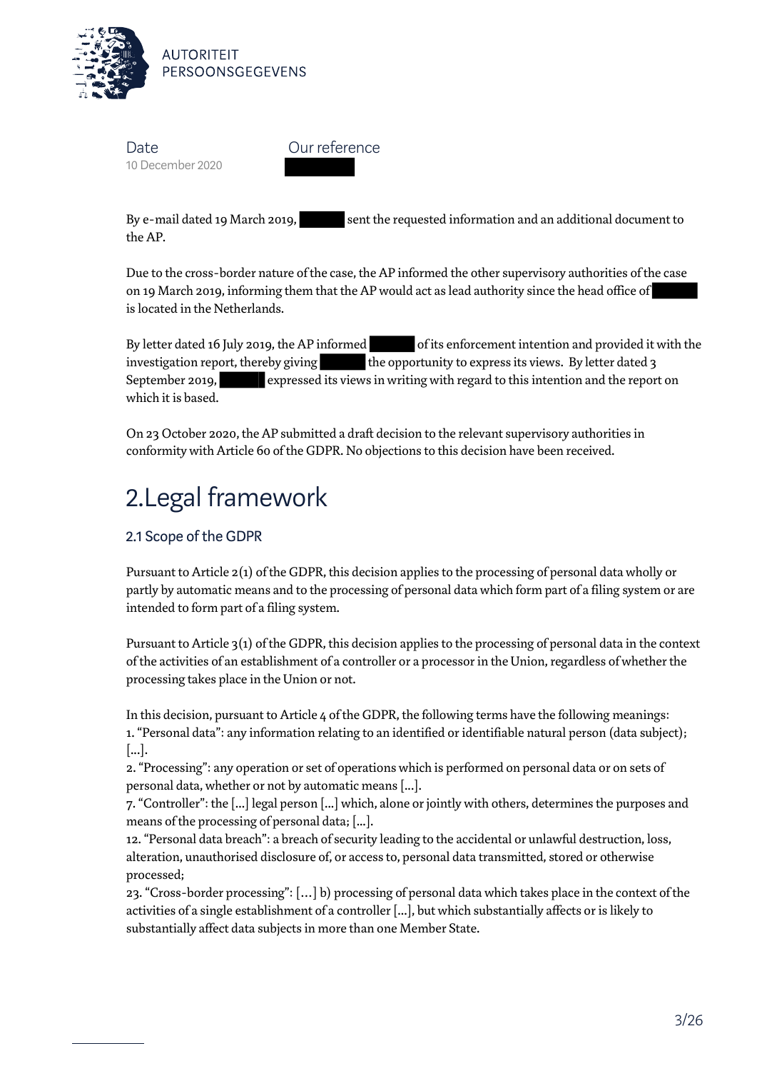By e-mail dated 19 March 2019, [redacted] sent the requested information and an additional document to the AP.

Due to the cross-border nature of the case, the AP informed the other supervisory authorities of the case on 19 March 2019, informing them that the AP would act as lead authority since the head office of [redacted] is located in the Netherlands.

By letter dated 16 July 2019, the AP informed [redacted] of its enforcement intention and provided it with the investigation report, thereby giving [redacted] the opportunity to express its views. By letter dated 3 September 2019, [redacted] expressed its views in writing with regard to this intention and the report on which it is based.

On 23 October 2020, the AP submitted a draft decision to the relevant supervisory authorities in conformity with Article 60 of the GDPR. No objections to this decision have been received.

# 2.Legal framework

## 2.1 Scope of the GDPR

Pursuant to Article 2(1) of the GDPR, this decision applies to the processing of personal data wholly or partly by automatic means and to the processing of personal data which form part of a filing system or are intended to form part of a filing system.

Pursuant to Article 3(1) of the GDPR, this decision applies to the processing of personal data in the context of the activities of an establishment of a controller or a processor in the Union, regardless of whether the processing takes place in the Union or not.

In this decision, pursuant to Article 4 of the GDPR, the following terms have the following meanings:
1. "Personal data": any information relating to an identified or identifiable natural person (data subject); [...].
2. "Processing": any operation or set of operations which is performed on personal data or on sets of personal data, whether or not by automatic means [...].
7. "Controller": the [...] legal person [...] which, alone or jointly with others, determines the purposes and means of the processing of personal data; [...].
12. "Personal data breach": a breach of security leading to the accidental or unlawful destruction, loss, alteration, unauthorised disclosure of, or access to, personal data transmitted, stored or otherwise processed;
23. "Cross-border processing": [...] b) processing of personal data which takes place in the context of the activities of a single establishment of a controller [...], but which substantially affects or is likely to substantially affect data subjects in more than one Member State.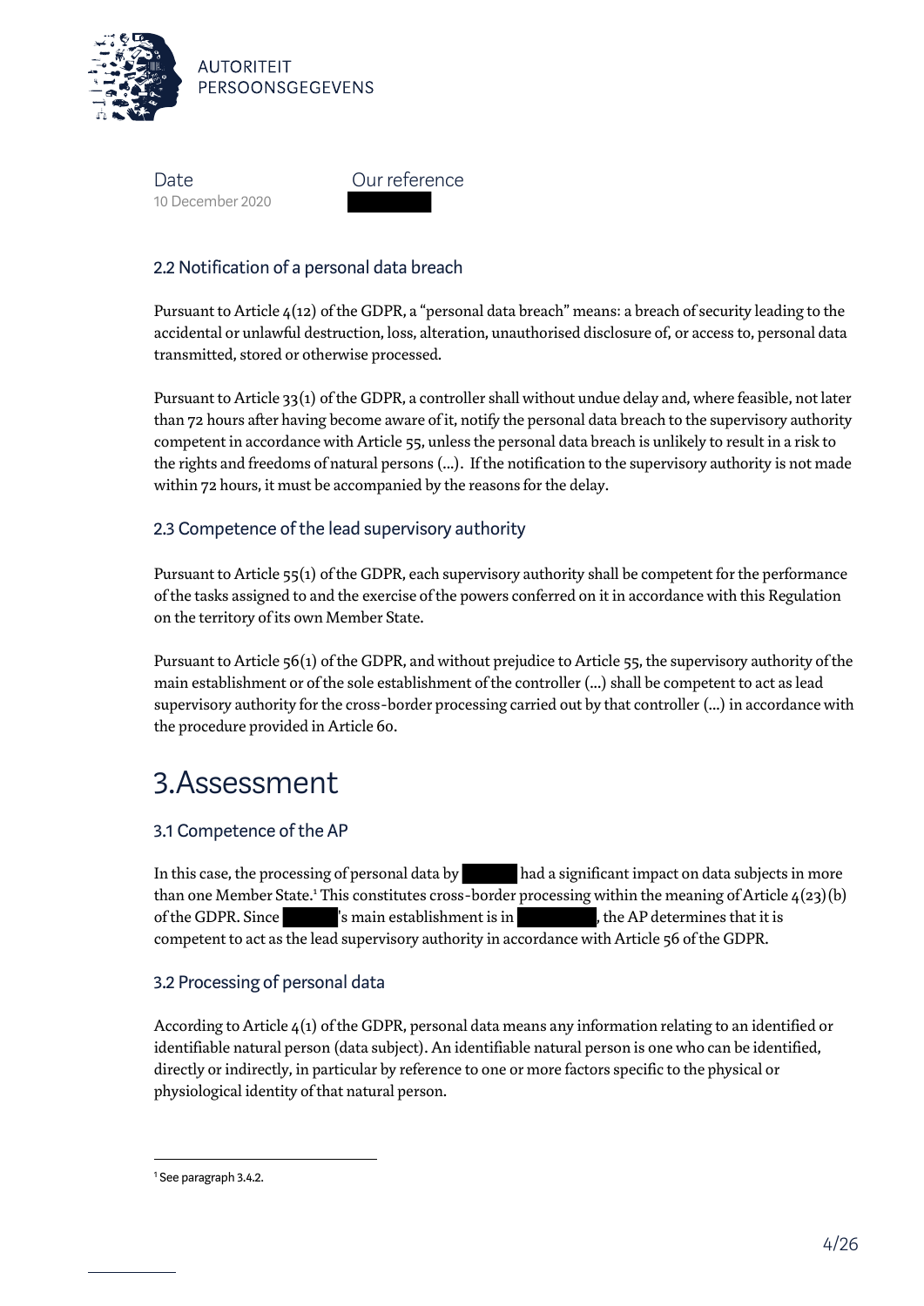## 2.2 Notification of a personal data breach

Pursuant to Article 4(12) of the GDPR, a "personal data breach" means: a breach of security leading to the accidental or unlawful destruction, loss, alteration, unauthorised disclosure of, or access to, personal data transmitted, stored or otherwise processed.

Pursuant to Article 33(1) of the GDPR, a controller shall without undue delay and, where feasible, not later than 72 hours after having become aware of it, notify the personal data breach to the supervisory authority competent in accordance with Article 55, unless the personal data breach is unlikely to result in a risk to the rights and freedoms of natural persons (...). If the notification to the supervisory authority is not made within 72 hours, it must be accompanied by the reasons for the delay.

## 2.3 Competence of the lead supervisory authority

Pursuant to Article 55(1) of the GDPR, each supervisory authority shall be competent for the performance of the tasks assigned to and the exercise of the powers conferred on it in accordance with this Regulation on the territory of its own Member State.

Pursuant to Article 56(1) of the GDPR, and without prejudice to Article 55, the supervisory authority of the main establishment or of the sole establishment of the controller (...) shall be competent to act as lead supervisory authority for the cross-border processing carried out by that controller (...) in accordance with the procedure provided in Article 60.

# 3.Assessment

## 3.1 Competence of the AP

In this case, the processing of personal data by [redacted] had a significant impact on data subjects in more than one Member State.[1] This constitutes cross-border processing within the meaning of Article 4(23)(b) of the GDPR. Since [redacted]'s main establishment is in [redacted], the AP determines that it is competent to act as the lead supervisory authority in accordance with Article 56 of the GDPR.

## 3.2 Processing of personal data

According to Article 4(1) of the GDPR, personal data means any information relating to an identified or identifiable natural person (data subject). An identifiable natural person is one who can be identified, directly or indirectly, in particular by reference to one or more factors specific to the physical or physiological identity of that natural person.

[1] See paragraph 3.4.2.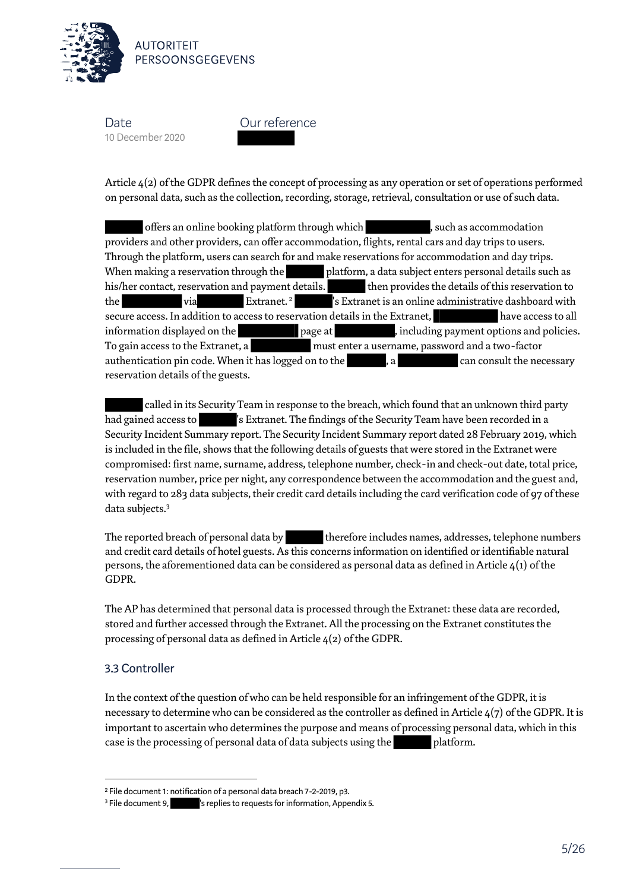Article 4(2) of the GDPR defines the concept of processing as any operation or set of operations performed on personal data, such as the collection, recording, storage, retrieval, consultation or use of such data.

offers an online booking platform through which , such as accommodation providers and other providers, can offer accommodation, flights, rental cars and day trips to users. Through the platform, users can search for and make reservations for accommodation and day trips. When making a reservation through the platform, a data subject enters personal details such as his/her contact, reservation and payment details. then provides the details of this reservation to the via Extranet.[2] 's Extranet is an online administrative dashboard with secure access. In addition to access to reservation details in the Extranet, have access to all information displayed on the page at , including payment options and policies. To gain access to the Extranet, a must enter a username, password and a two-factor authentication pin code. When it has logged on to the , a can consult the necessary reservation details of the guests.

called in its Security Team in response to the breach, which found that an unknown third party had gained access to 's Extranet. The findings of the Security Team have been recorded in a Security Incident Summary report. The Security Incident Summary report dated 28 February 2019, which is included in the file, shows that the following details of guests that were stored in the Extranet were compromised: first name, surname, address, telephone number, check-in and check-out date, total price, reservation number, price per night, any correspondence between the accommodation and the guest and, with regard to 283 data subjects, their credit card details including the card verification code of 97 of these data subjects.[3]

The reported breach of personal data by therefore includes names, addresses, telephone numbers and credit card details of hotel guests. As this concerns information on identified or identifiable natural persons, the aforementioned data can be considered as personal data as defined in Article 4(1) of the GDPR.

The AP has determined that personal data is processed through the Extranet: these data are recorded, stored and further accessed through the Extranet. All the processing on the Extranet constitutes the processing of personal data as defined in Article 4(2) of the GDPR.

## 3.3 Controller

In the context of the question of who can be held responsible for an infringement of the GDPR, it is necessary to determine who can be considered as the controller as defined in Article 4(7) of the GDPR. It is important to ascertain who determines the purpose and means of processing personal data, which in this case is the processing of personal data of data subjects using the platform.

---

[2] File document 1: notification of a personal data breach 7-2-2019, p3.

[3] File document 9, 's replies to requests for information, Appendix 5.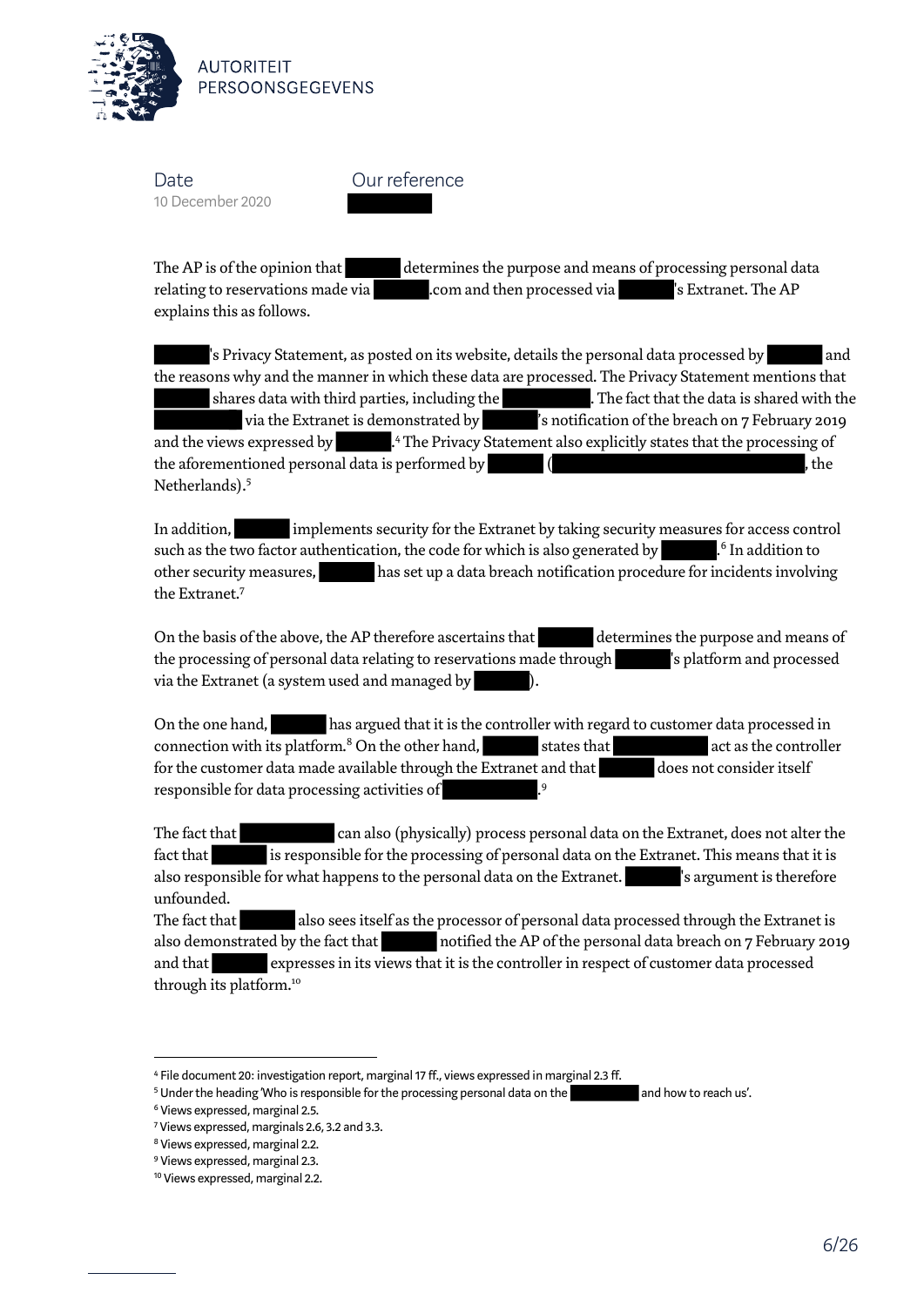The AP is of the opinion that [REDACTED] determines the purpose and means of processing personal data relating to reservations made via [REDACTED].com and then processed via [REDACTED]'s Extranet. The AP explains this as follows.

[REDACTED]'s Privacy Statement, as posted on its website, details the personal data processed by [REDACTED] and the reasons why and the manner in which these data are processed. The Privacy Statement mentions that [REDACTED] shares data with third parties, including the [REDACTED]. The fact that the data is shared with the [REDACTED] via the Extranet is demonstrated by [REDACTED]'s notification of the breach on 7 February 2019 and the views expressed by [REDACTED].[4] The Privacy Statement also explicitly states that the processing of the aforementioned personal data is performed by [REDACTED] ([REDACTED], the Netherlands).[5]

In addition, [REDACTED] implements security for the Extranet by taking security measures for access control such as the two factor authentication, the code for which is also generated by [REDACTED].[6] In addition to other security measures, [REDACTED] has set up a data breach notification procedure for incidents involving the Extranet.[7]

On the basis of the above, the AP therefore ascertains that [REDACTED] determines the purpose and means of the processing of personal data relating to reservations made through [REDACTED]'s platform and processed via the Extranet (a system used and managed by [REDACTED]).

On the one hand, [REDACTED] has argued that it is the controller with regard to customer data processed in connection with its platform.[8] On the other hand, [REDACTED] states that [REDACTED] act as the controller for the customer data made available through the Extranet and that [REDACTED] does not consider itself responsible for data processing activities of [REDACTED].[9]

The fact that [REDACTED] can also (physically) process personal data on the Extranet, does not alter the fact that [REDACTED] is responsible for the processing of personal data on the Extranet. This means that it is also responsible for what happens to the personal data on the Extranet. [REDACTED]'s argument is therefore unfounded.
The fact that [REDACTED] also sees itself as the processor of personal data processed through the Extranet is also demonstrated by the fact that [REDACTED] notified the AP of the personal data breach on 7 February 2019 and that [REDACTED] expresses in its views that it is the controller in respect of customer data processed through its platform.[10]

---

[4] File document 20: investigation report, marginal 17 ff., views expressed in marginal 2.3 ff.
[5] Under the heading 'Who is responsible for the processing personal data on the [REDACTED] and how to reach us'.
[6] Views expressed, marginal 2.5.
[7] Views expressed, marginals 2.6, 3.2 and 3.3.
[8] Views expressed, marginal 2.2.
[9] Views expressed, marginal 2.3.
[10] Views expressed, marginal 2.2.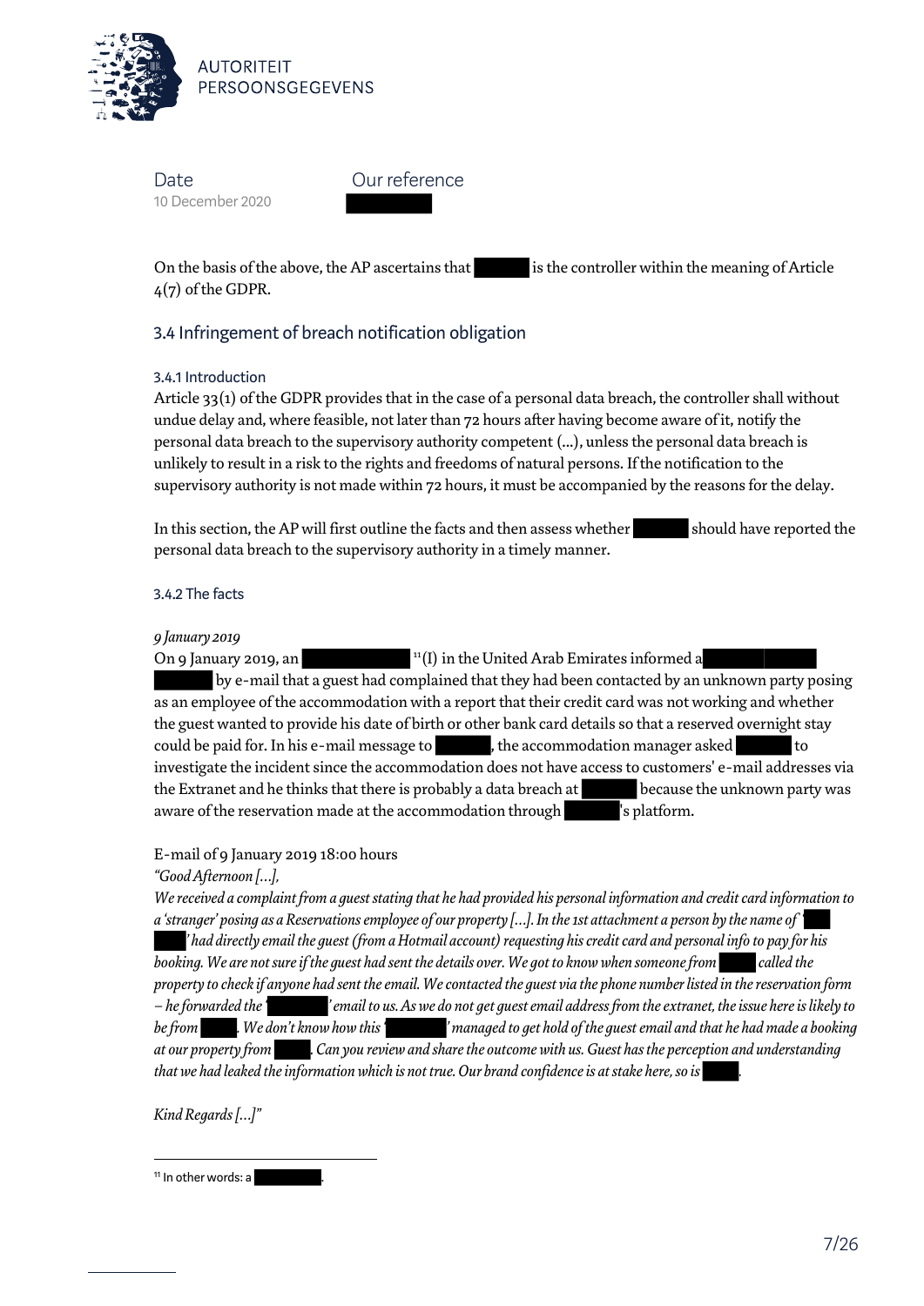Date
10 December 2020

Our reference

On the basis of the above, the AP ascertains that [redacted] is the controller within the meaning of Article 4(7) of the GDPR.

## 3.4 Infringement of breach notification obligation

### 3.4.1 Introduction

Article 33(1) of the GDPR provides that in the case of a personal data breach, the controller shall without undue delay and, where feasible, not later than 72 hours after having become aware of it, notify the personal data breach to the supervisory authority competent (...), unless the personal data breach is unlikely to result in a risk to the rights and freedoms of natural persons. If the notification to the supervisory authority is not made within 72 hours, it must be accompanied by the reasons for the delay.

In this section, the AP will first outline the facts and then assess whether [redacted] should have reported the personal data breach to the supervisory authority in a timely manner.

### 3.4.2 The facts

*9 January 2019*

On 9 January 2019, an [redacted][11](I) in the United Arab Emirates informed a [redacted] by e-mail that a guest had complained that they had been contacted by an unknown party posing as an employee of the accommodation with a report that their credit card was not working and whether the guest wanted to provide his date of birth or other bank card details so that a reserved overnight stay could be paid for. In his e-mail message to [redacted], the accommodation manager asked [redacted] to investigate the incident since the accommodation does not have access to customers' e-mail addresses via the Extranet and he thinks that there is probably a data breach at [redacted] because the unknown party was aware of the reservation made at the accommodation through [redacted]'s platform.

E-mail of 9 January 2019 18:00 hours

*"Good Afternoon [...],*

*We received a complaint from a guest stating that he had provided his personal information and credit card information to a 'stranger' posing as a Reservations employee of our property [...]. In the 1st attachment a person by the name of '[redacted]' had directly email the guest (from a Hotmail account) requesting his credit card and personal info to pay for his booking. We are not sure if the guest had sent the details over. We got to know when someone from [redacted] called the property to check if anyone had sent the email. We contacted the guest via the phone number listed in the reservation form – he forwarded the '[redacted]' email to us. As we do not get guest email address from the extranet, the issue here is likely to be from [redacted]. We don't know how this '[redacted]' managed to get hold of the guest email and that he had made a booking at our property from [redacted]. Can you review and share the outcome with us. Guest has the perception and understanding that we had leaked the information which is not true. Our brand confidence is at stake here, so is [redacted].*

*Kind Regards [...]"*

---

[11] In other words: a [redacted].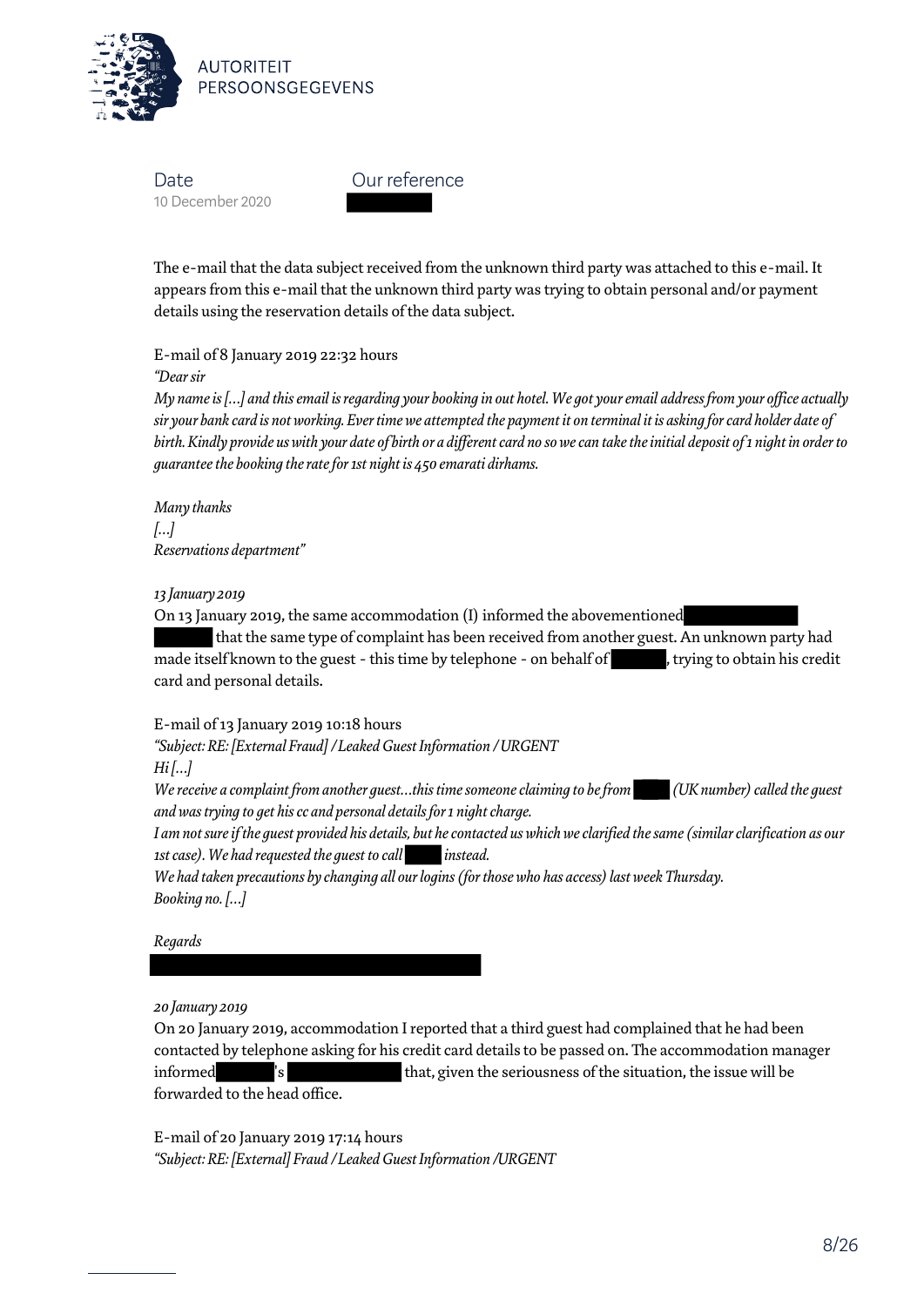The e-mail that the data subject received from the unknown third party was attached to this e-mail. It appears from this e-mail that the unknown third party was trying to obtain personal and/or payment details using the reservation details of the data subject.

E-mail of 8 January 2019 22:32 hours

*"Dear sir*

*My name is […] and this email is regarding your booking in out hotel. We got your email address from your office actually sir your bank card is not working. Ever time we attempted the payment it on terminal it is asking for card holder date of birth. Kindly provide us with your date of birth or a different card no so we can take the initial deposit of 1 night in order to guarantee the booking the rate for 1st night is 450 emarati dirhams.*

*Many thanks*

*[…]*

*Reservations department"*

*13 January 2019*

On 13 January 2019, the same accommodation (I) informed the abovementioned ██████ ██████ that the same type of complaint has been received from another guest. An unknown party had made itself known to the guest - this time by telephone - on behalf of ██████, trying to obtain his credit card and personal details.

E-mail of 13 January 2019 10:18 hours

*"Subject: RE: [External Fraud] / Leaked Guest Information / URGENT*

*Hi […]*

*We receive a complaint from another guest…this time someone claiming to be from ████ (UK number) called the guest and was trying to get his cc and personal details for 1 night charge.*

*I am not sure if the guest provided his details, but he contacted us which we clarified the same (similar clarification as our 1st case). We had requested the guest to call ████ instead.*

*We had taken precautions by changing all our logins (for those who has access) last week Thursday.*

*Booking no. […]*

*Regards*

██████████

*20 January 2019*

On 20 January 2019, accommodation I reported that a third guest had complained that he had been contacted by telephone asking for his credit card details to be passed on. The accommodation manager informed ██████'s ██████████ that, given the seriousness of the situation, the issue will be forwarded to the head office.

E-mail of 20 January 2019 17:14 hours

*"Subject: RE: [External] Fraud / Leaked Guest Information /URGENT*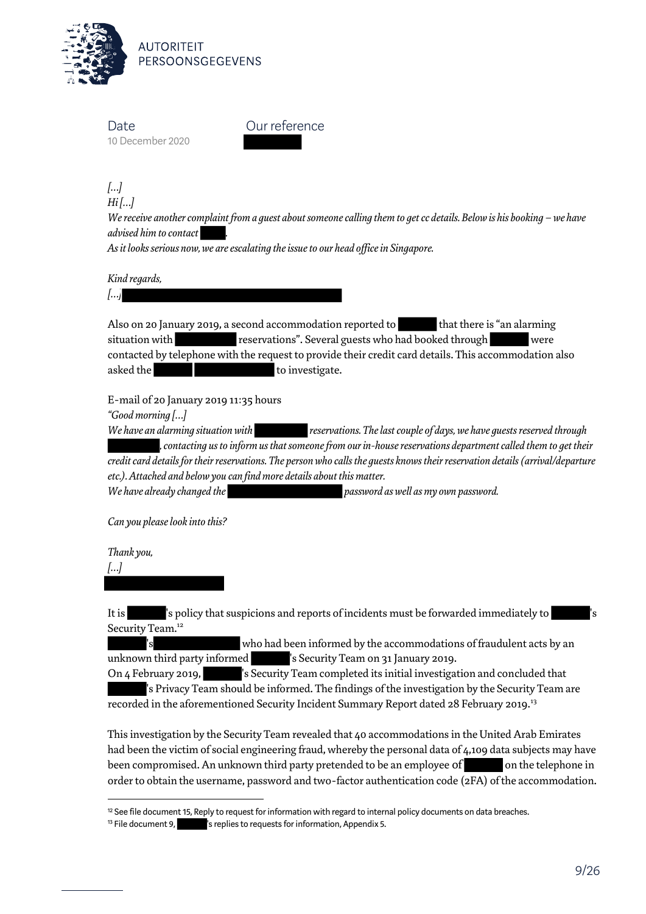Date: 10 December 2020

Our reference: 

*[...]*
*Hi [...]*
*We receive another complaint from a guest about someone calling them to get cc details. Below is his booking – we have advised him to contact .*
*As it looks serious now, we are escalating the issue to our head office in Singapore.*

*Kind regards,*
*[...]*

Also on 20 January 2019, a second accommodation reported to that there is "an alarming situation with reservations". Several guests who had booked through were contacted by telephone with the request to provide their credit card details. This accommodation also asked the to investigate.

E-mail of 20 January 2019 11:35 hours
*"Good morning [...]*
*We have an alarming situation with reservations. The last couple of days, we have guests reserved through , contacting us to inform us that someone from our in-house reservations department called them to get their credit card details for their reservations. The person who calls the guests knows their reservation details (arrival/departure etc.). Attached and below you can find more details about this matter.*
*We have already changed the password as well as my own password.*

*Can you please look into this?*

*Thank you,*
*[...]*

It is 's policy that suspicions and reports of incidents must be forwarded immediately to 's Security Team.[12]
's who had been informed by the accommodations of fraudulent acts by an unknown third party informed 's Security Team on 31 January 2019.
On 4 February 2019, 's Security Team completed its initial investigation and concluded that 's Privacy Team should be informed. The findings of the investigation by the Security Team are recorded in the aforementioned Security Incident Summary Report dated 28 February 2019.[13]

This investigation by the Security Team revealed that 40 accommodations in the United Arab Emirates had been the victim of social engineering fraud, whereby the personal data of 4,109 data subjects may have been compromised. An unknown third party pretended to be an employee of on the telephone in order to obtain the username, password and two-factor authentication code (2FA) of the accommodation.

[12] See file document 15, Reply to request for information with regard to internal policy documents on data breaches.
[13] File document 9, 's replies to requests for information, Appendix 5.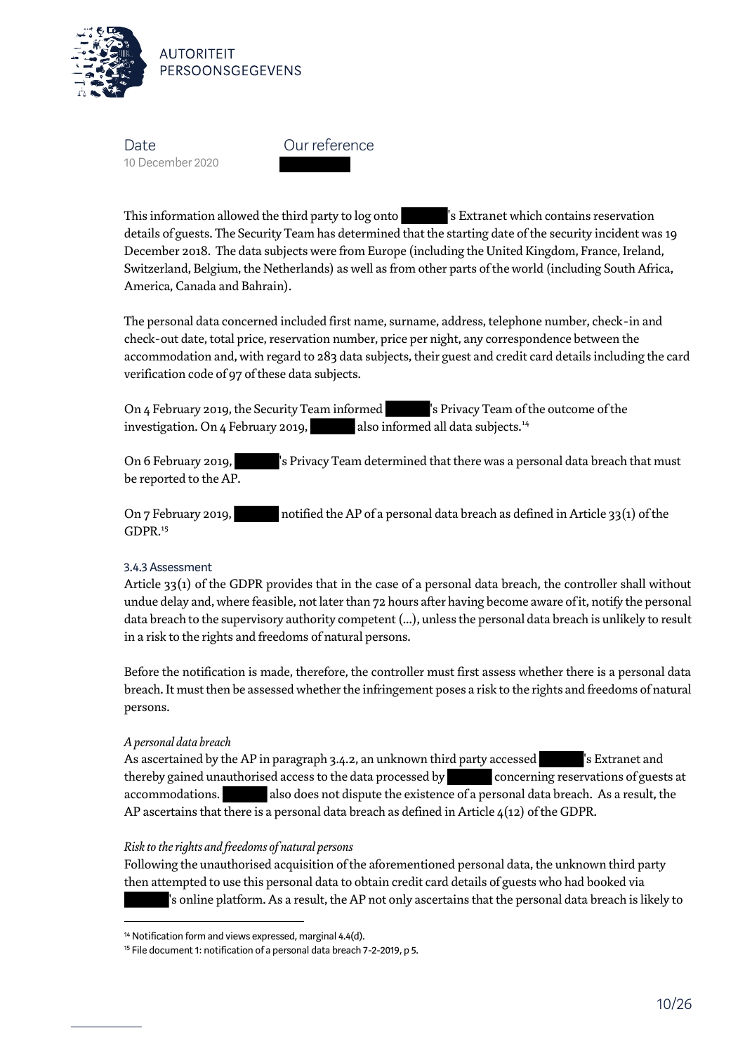This information allowed the third party to log onto ███'s Extranet which contains reservation details of guests. The Security Team has determined that the starting date of the security incident was 19 December 2018. The data subjects were from Europe (including the United Kingdom, France, Ireland, Switzerland, Belgium, the Netherlands) as well as from other parts of the world (including South Africa, America, Canada and Bahrain).

The personal data concerned included first name, surname, address, telephone number, check-in and check-out date, total price, reservation number, price per night, any correspondence between the accommodation and, with regard to 283 data subjects, their guest and credit card details including the card verification code of 97 of these data subjects.

On 4 February 2019, the Security Team informed ███'s Privacy Team of the outcome of the investigation. On 4 February 2019, ███ also informed all data subjects.[14]

On 6 February 2019, ███'s Privacy Team determined that there was a personal data breach that must be reported to the AP.

On 7 February 2019, ███ notified the AP of a personal data breach as defined in Article 33(1) of the GDPR.[15]

### 3.4.3 Assessment

Article 33(1) of the GDPR provides that in the case of a personal data breach, the controller shall without undue delay and, where feasible, not later than 72 hours after having become aware of it, notify the personal data breach to the supervisory authority competent (...), unless the personal data breach is unlikely to result in a risk to the rights and freedoms of natural persons.

Before the notification is made, therefore, the controller must first assess whether there is a personal data breach. It must then be assessed whether the infringement poses a risk to the rights and freedoms of natural persons.

*A personal data breach*

As ascertained by the AP in paragraph 3.4.2, an unknown third party accessed ███'s Extranet and thereby gained unauthorised access to the data processed by ███ concerning reservations of guests at accommodations. ███ also does not dispute the existence of a personal data breach. As a result, the AP ascertains that there is a personal data breach as defined in Article 4(12) of the GDPR.

*Risk to the rights and freedoms of natural persons*

Following the unauthorised acquisition of the aforementioned personal data, the unknown third party then attempted to use this personal data to obtain credit card details of guests who had booked via ███'s online platform. As a result, the AP not only ascertains that the personal data breach is likely to

---

[14] Notification form and views expressed, marginal 4.4(d).

[15] File document 1: notification of a personal data breach 7-2-2019, p 5.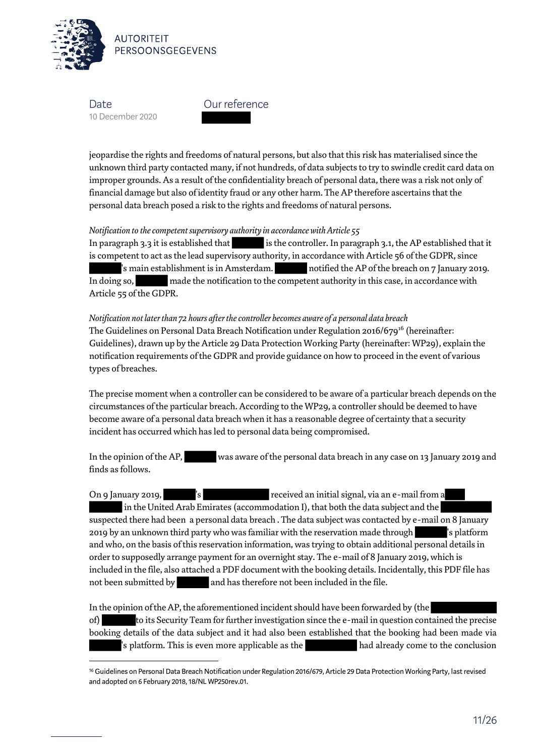jeopardise the rights and freedoms of natural persons, but also that this risk has materialised since the unknown third party contacted many, if not hundreds, of data subjects to try to swindle credit card data on improper grounds. As a result of the confidentiality breach of personal data, there was a risk not only of financial damage but also of identity fraud or any other harm. The AP therefore ascertains that the personal data breach posed a risk to the rights and freedoms of natural persons.

*Notification to the competent supervisory authority in accordance with Article 55*

In paragraph 3.3 it is established that [REDACTED] is the controller. In paragraph 3.1, the AP established that it is competent to act as the lead supervisory authority, in accordance with Article 56 of the GDPR, since [REDACTED]'s main establishment is in Amsterdam. [REDACTED] notified the AP of the breach on 7 January 2019. In doing so, [REDACTED] made the notification to the competent authority in this case, in accordance with Article 55 of the GDPR.

*Notification not later than 72 hours after the controller becomes aware of a personal data breach*

The Guidelines on Personal Data Breach Notification under Regulation 2016/679[16] (hereinafter: Guidelines), drawn up by the Article 29 Data Protection Working Party (hereinafter: WP29), explain the notification requirements of the GDPR and provide guidance on how to proceed in the event of various types of breaches.

The precise moment when a controller can be considered to be aware of a particular breach depends on the circumstances of the particular breach. According to the WP29, a controller should be deemed to have become aware of a personal data breach when it has a reasonable degree of certainty that a security incident has occurred which has led to personal data being compromised.

In the opinion of the AP, [REDACTED] was aware of the personal data breach in any case on 13 January 2019 and finds as follows.

On 9 January 2019, [REDACTED]'s [REDACTED] received an initial signal, via an e-mail from a [REDACTED] [REDACTED] in the United Arab Emirates (accommodation I), that both the data subject and the [REDACTED] suspected there had been a personal data breach . The data subject was contacted by e-mail on 8 January 2019 by an unknown third party who was familiar with the reservation made through [REDACTED]'s platform and who, on the basis of this reservation information, was trying to obtain additional personal details in order to supposedly arrange payment for an overnight stay. The e-mail of 8 January 2019, which is included in the file, also attached a PDF document with the booking details. Incidentally, this PDF file has not been submitted by [REDACTED] and has therefore not been included in the file.

In the opinion of the AP, the aforementioned incident should have been forwarded by (the [REDACTED] of) [REDACTED] to its Security Team for further investigation since the e-mail in question contained the precise booking details of the data subject and it had also been established that the booking had been made via [REDACTED]'s platform. This is even more applicable as the [REDACTED] had already come to the conclusion

[16] Guidelines on Personal Data Breach Notification under Regulation 2016/679, Article 29 Data Protection Working Party, last revised and adopted on 6 February 2018, 18/NL WP250rev.01.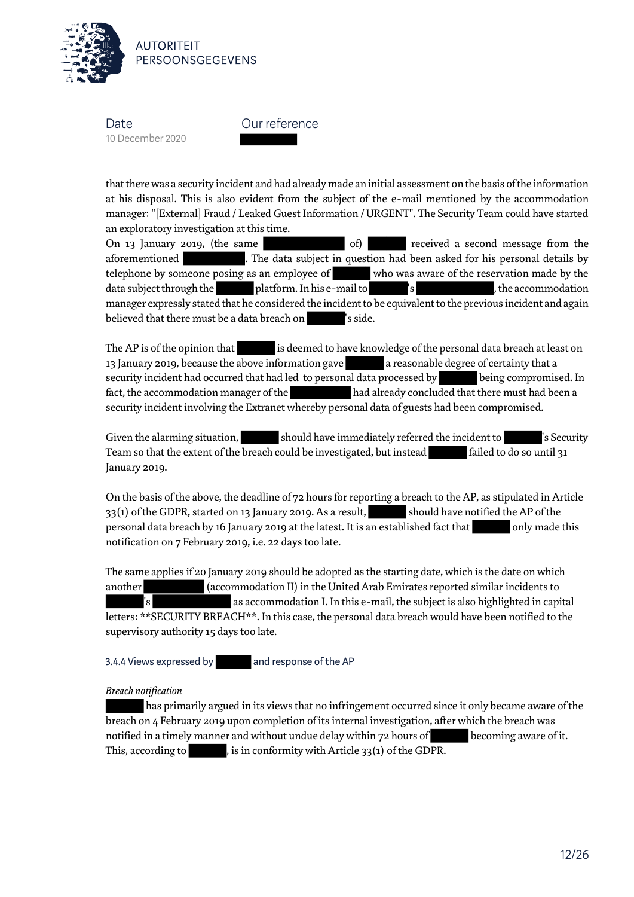that there was a security incident and had already made an initial assessment on the basis of the information at his disposal. This is also evident from the subject of the e-mail mentioned by the accommodation manager: "[External] Fraud / Leaked Guest Information / URGENT". The Security Team could have started an exploratory investigation at this time.
On 13 January 2019, (the same ██████████ of) ██████ received a second message from the aforementioned ██████████. The data subject in question had been asked for his personal details by telephone by someone posing as an employee of ██████ who was aware of the reservation made by the data subject through the ██████ platform. In his e-mail to ██████'s ██████████, the accommodation manager expressly stated that he considered the incident to be equivalent to the previous incident and again believed that there must be a data breach on ██████'s side.

The AP is of the opinion that ██████ is deemed to have knowledge of the personal data breach at least on 13 January 2019, because the above information gave ██████ a reasonable degree of certainty that a security incident had occurred that had led to personal data processed by ██████ being compromised. In fact, the accommodation manager of the ██████████ had already concluded that there must had been a security incident involving the Extranet whereby personal data of guests had been compromised.

Given the alarming situation, ██████ should have immediately referred the incident to ██████'s Security Team so that the extent of the breach could be investigated, but instead ██████ failed to do so until 31 January 2019.

On the basis of the above, the deadline of 72 hours for reporting a breach to the AP, as stipulated in Article 33(1) of the GDPR, started on 13 January 2019. As a result, ██████ should have notified the AP of the personal data breach by 16 January 2019 at the latest. It is an established fact that ██████ only made this notification on 7 February 2019, i.e. 22 days too late.

The same applies if 20 January 2019 should be adopted as the starting date, which is the date on which another ██████████ (accommodation II) in the United Arab Emirates reported similar incidents to ██████'s ██████████ as accommodation I. In this e-mail, the subject is also highlighted in capital letters: **SECURITY BREACH**. In this case, the personal data breach would have been notified to the supervisory authority 15 days too late.

### 3.4.4 Views expressed by ██████ and response of the AP

*Breach notification*

██████ has primarily argued in its views that no infringement occurred since it only became aware of the breach on 4 February 2019 upon completion of its internal investigation, after which the breach was notified in a timely manner and without undue delay within 72 hours of ██████ becoming aware of it. This, according to ██████, is in conformity with Article 33(1) of the GDPR.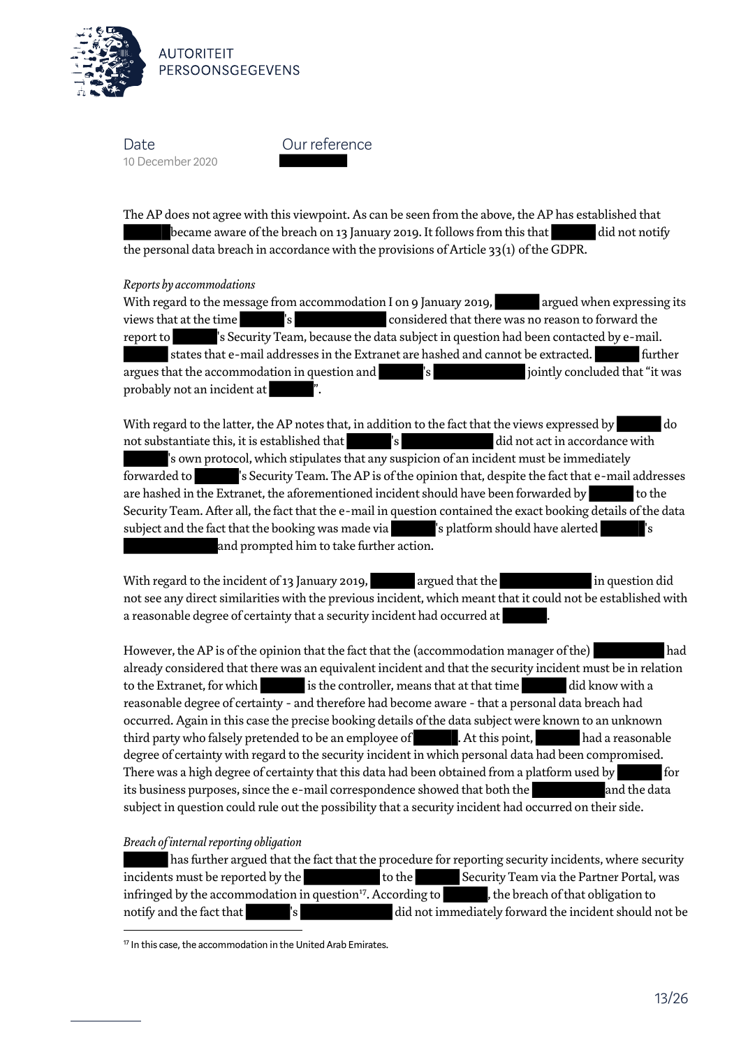The AP does not agree with this viewpoint. As can be seen from the above, the AP has established that [redacted] became aware of the breach on 13 January 2019. It follows from this that [redacted] did not notify the personal data breach in accordance with the provisions of Article 33(1) of the GDPR.

*Reports by accommodations*

With regard to the message from accommodation I on 9 January 2019, [redacted] argued when expressing its views that at the time [redacted]'s [redacted] considered that there was no reason to forward the report to [redacted]'s Security Team, because the data subject in question had been contacted by e-mail. [redacted] states that e-mail addresses in the Extranet are hashed and cannot be extracted. [redacted] further argues that the accommodation in question and [redacted]'s [redacted] jointly concluded that "it was probably not an incident at [redacted]".

With regard to the latter, the AP notes that, in addition to the fact that the views expressed by [redacted] do not substantiate this, it is established that [redacted]'s [redacted] did not act in accordance with [redacted]'s own protocol, which stipulates that any suspicion of an incident must be immediately forwarded to [redacted]'s Security Team. The AP is of the opinion that, despite the fact that e-mail addresses are hashed in the Extranet, the aforementioned incident should have been forwarded by [redacted] to the Security Team. After all, the fact that the e-mail in question contained the exact booking details of the data subject and the fact that the booking was made via [redacted]'s platform should have alerted [redacted]'s [redacted] and prompted him to take further action.

With regard to the incident of 13 January 2019, [redacted] argued that the [redacted] in question did not see any direct similarities with the previous incident, which meant that it could not be established with a reasonable degree of certainty that a security incident had occurred at [redacted].

However, the AP is of the opinion that the fact that the (accommodation manager of the) [redacted] had already considered that there was an equivalent incident and that the security incident must be in relation to the Extranet, for which [redacted] is the controller, means that at that time [redacted] did know with a reasonable degree of certainty - and therefore had become aware - that a personal data breach had occurred. Again in this case the precise booking details of the data subject were known to an unknown third party who falsely pretended to be an employee of [redacted]. At this point, [redacted] had a reasonable degree of certainty with regard to the security incident in which personal data had been compromised. There was a high degree of certainty that this data had been obtained from a platform used by [redacted] for its business purposes, since the e-mail correspondence showed that both the [redacted] and the data subject in question could rule out the possibility that a security incident had occurred on their side.

*Breach of internal reporting obligation*

[redacted] has further argued that the fact that the procedure for reporting security incidents, where security incidents must be reported by the [redacted] to the [redacted] Security Team via the Partner Portal, was infringed by the accommodation in question[17]. According to [redacted], the breach of that obligation to notify and the fact that [redacted]'s [redacted] did not immediately forward the incident should not be

[17] In this case, the accommodation in the United Arab Emirates.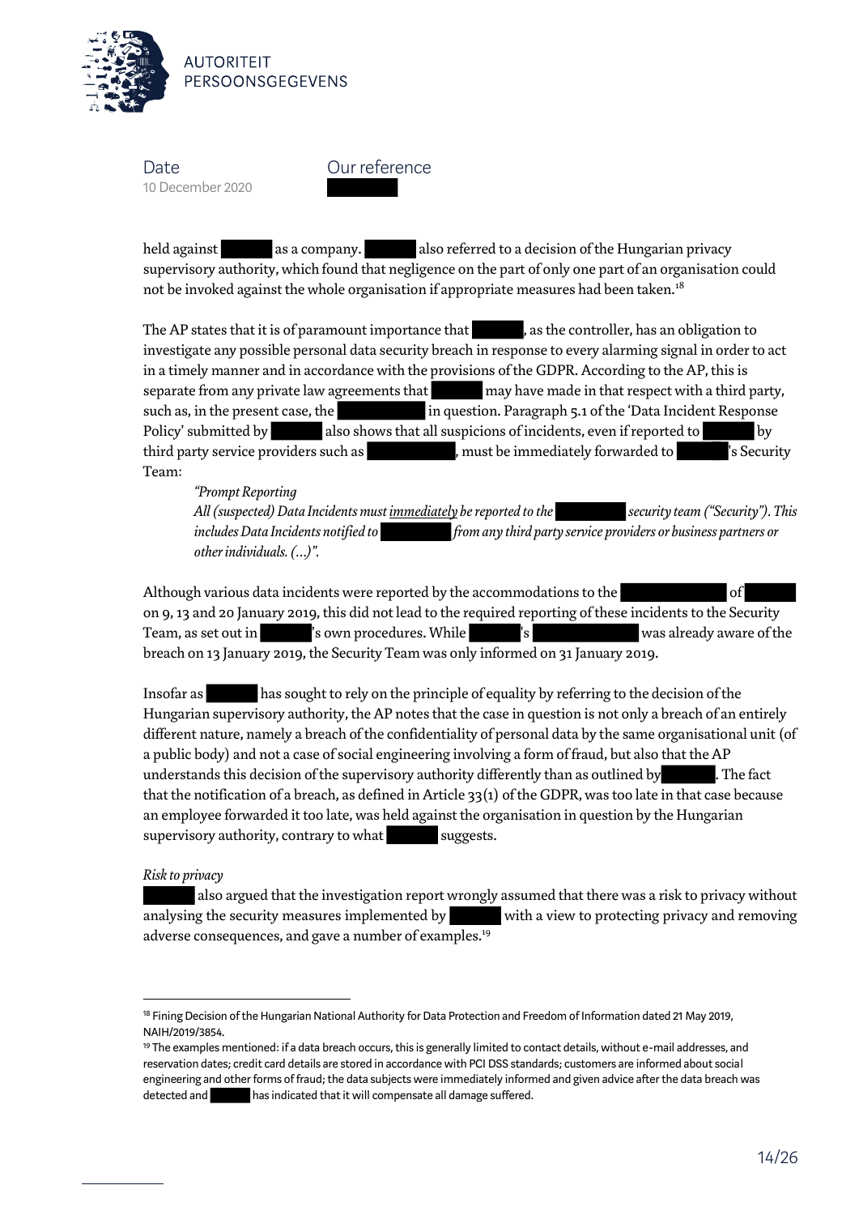held against ██████ as a company. ██████ also referred to a decision of the Hungarian privacy supervisory authority, which found that negligence on the part of only one part of an organisation could not be invoked against the whole organisation if appropriate measures had been taken.[18]

The AP states that it is of paramount importance that ██████, as the controller, has an obligation to investigate any possible personal data security breach in response to every alarming signal in order to act in a timely manner and in accordance with the provisions of the GDPR. According to the AP, this is separate from any private law agreements that ██████ may have made in that respect with a third party, such as, in the present case, the ██████████ in question. Paragraph 5.1 of the 'Data Incident Response Policy' submitted by ██████ also shows that all suspicions of incidents, even if reported to ██████ by third party service providers such as ██████████, must be immediately forwarded to ██████'s Security Team:

> *"Prompt Reporting*
> *All (suspected) Data Incidents must immediately be reported to the ████████ security team ("Security"). This includes Data Incidents notified to ████████ from any third party service providers or business partners or other individuals. (...)".*

Although various data incidents were reported by the accommodations to the ████████████ of ██████ on 9, 13 and 20 January 2019, this did not lead to the required reporting of these incidents to the Security Team, as set out in ██████'s own procedures. While ██████'s ████████████ was already aware of the breach on 13 January 2019, the Security Team was only informed on 31 January 2019.

Insofar as ██████ has sought to rely on the principle of equality by referring to the decision of the Hungarian supervisory authority, the AP notes that the case in question is not only a breach of an entirely different nature, namely a breach of the confidentiality of personal data by the same organisational unit (of a public body) and not a case of social engineering involving a form of fraud, but also that the AP understands this decision of the supervisory authority differently than as outlined by ██████. The fact that the notification of a breach, as defined in Article 33(1) of the GDPR, was too late in that case because an employee forwarded it too late, was held against the organisation in question by the Hungarian supervisory authority, contrary to what ██████ suggests.

*Risk to privacy*

██████ also argued that the investigation report wrongly assumed that there was a risk to privacy without analysing the security measures implemented by ██████ with a view to protecting privacy and removing adverse consequences, and gave a number of examples.[19]

---

[18] Fining Decision of the Hungarian National Authority for Data Protection and Freedom of Information dated 21 May 2019, NAIH/2019/3854.

[19] The examples mentioned: if a data breach occurs, this is generally limited to contact details, without e-mail addresses, and reservation dates; credit card details are stored in accordance with PCI DSS standards; customers are informed about social engineering and other forms of fraud; the data subjects were immediately informed and given advice after the data breach was detected and ██████ has indicated that it will compensate all damage suffered.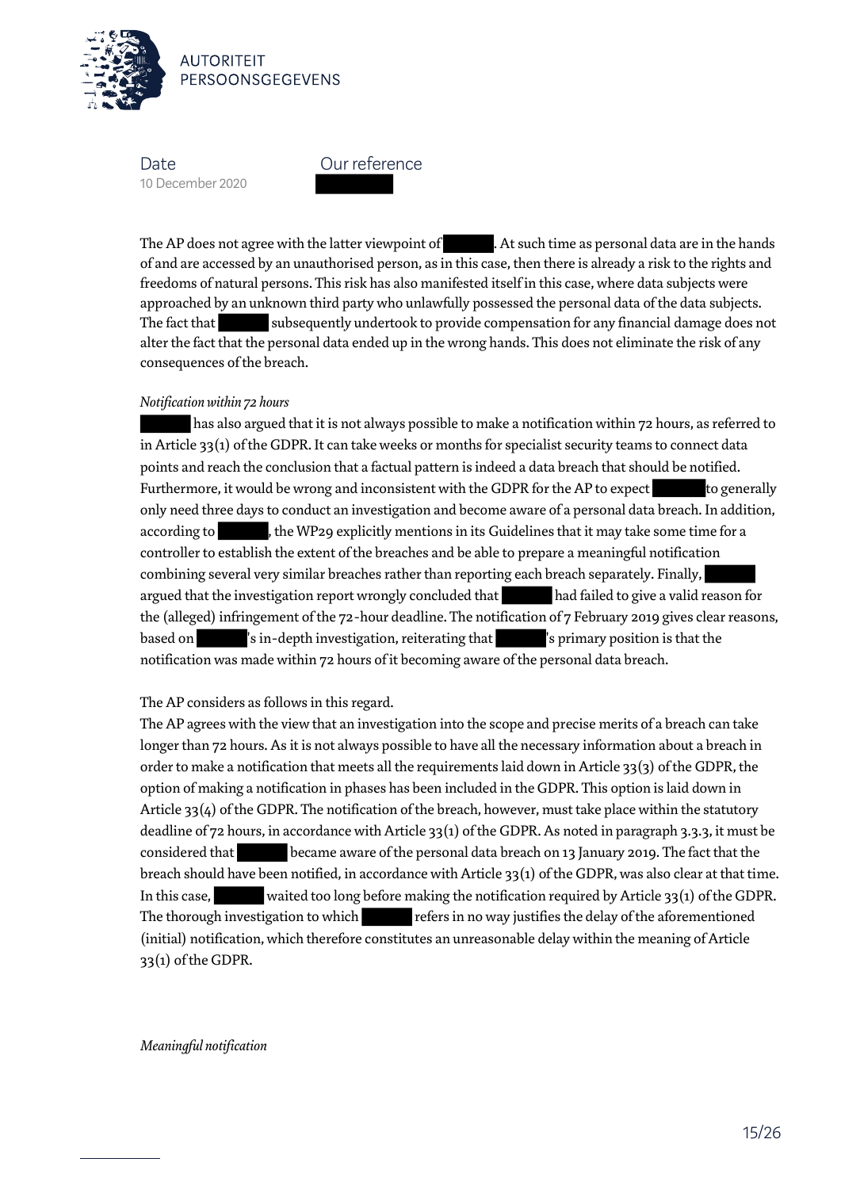The AP does not agree with the latter viewpoint of [redacted]. At such time as personal data are in the hands of and are accessed by an unauthorised person, as in this case, then there is already a risk to the rights and freedoms of natural persons. This risk has also manifested itself in this case, where data subjects were approached by an unknown third party who unlawfully possessed the personal data of the data subjects. The fact that [redacted] subsequently undertook to provide compensation for any financial damage does not alter the fact that the personal data ended up in the wrong hands. This does not eliminate the risk of any consequences of the breach.

*Notification within 72 hours*

[redacted] has also argued that it is not always possible to make a notification within 72 hours, as referred to in Article 33(1) of the GDPR. It can take weeks or months for specialist security teams to connect data points and reach the conclusion that a factual pattern is indeed a data breach that should be notified. Furthermore, it would be wrong and inconsistent with the GDPR for the AP to expect [redacted] to generally only need three days to conduct an investigation and become aware of a personal data breach. In addition, according to [redacted], the WP29 explicitly mentions in its Guidelines that it may take some time for a controller to establish the extent of the breaches and be able to prepare a meaningful notification combining several very similar breaches rather than reporting each breach separately. Finally, [redacted] argued that the investigation report wrongly concluded that [redacted] had failed to give a valid reason for the (alleged) infringement of the 72-hour deadline. The notification of 7 February 2019 gives clear reasons, based on [redacted]'s in-depth investigation, reiterating that [redacted]'s primary position is that the notification was made within 72 hours of it becoming aware of the personal data breach.

The AP considers as follows in this regard.

The AP agrees with the view that an investigation into the scope and precise merits of a breach can take longer than 72 hours. As it is not always possible to have all the necessary information about a breach in order to make a notification that meets all the requirements laid down in Article 33(3) of the GDPR, the option of making a notification in phases has been included in the GDPR. This option is laid down in Article 33(4) of the GDPR. The notification of the breach, however, must take place within the statutory deadline of 72 hours, in accordance with Article 33(1) of the GDPR. As noted in paragraph 3.3.3, it must be considered that [redacted] became aware of the personal data breach on 13 January 2019. The fact that the breach should have been notified, in accordance with Article 33(1) of the GDPR, was also clear at that time. In this case, [redacted] waited too long before making the notification required by Article 33(1) of the GDPR. The thorough investigation to which [redacted] refers in no way justifies the delay of the aforementioned (initial) notification, which therefore constitutes an unreasonable delay within the meaning of Article 33(1) of the GDPR.

*Meaningful notification*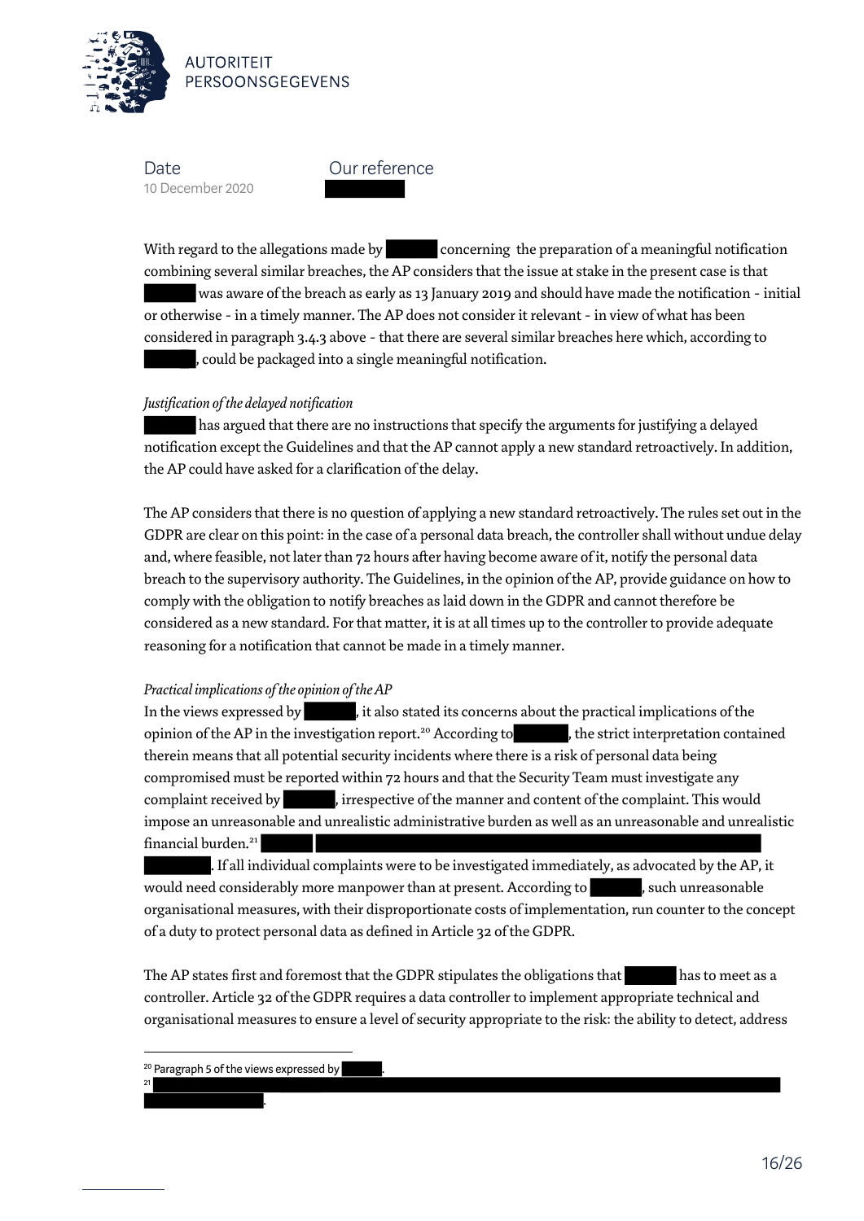Date
10 December 2020

Our reference

With regard to the allegations made by concerning the preparation of a meaningful notification combining several similar breaches, the AP considers that the issue at stake in the present case is that was aware of the breach as early as 13 January 2019 and should have made the notification - initial or otherwise - in a timely manner. The AP does not consider it relevant - in view of what has been considered in paragraph 3.4.3 above - that there are several similar breaches here which, according to , could be packaged into a single meaningful notification.

*Justification of the delayed notification*

has argued that there are no instructions that specify the arguments for justifying a delayed notification except the Guidelines and that the AP cannot apply a new standard retroactively. In addition, the AP could have asked for a clarification of the delay.

The AP considers that there is no question of applying a new standard retroactively. The rules set out in the GDPR are clear on this point: in the case of a personal data breach, the controller shall without undue delay and, where feasible, not later than 72 hours after having become aware of it, notify the personal data breach to the supervisory authority. The Guidelines, in the opinion of the AP, provide guidance on how to comply with the obligation to notify breaches as laid down in the GDPR and cannot therefore be considered as a new standard. For that matter, it is at all times up to the controller to provide adequate reasoning for a notification that cannot be made in a timely manner.

*Practical implications of the opinion of the AP*

In the views expressed by , it also stated its concerns about the practical implications of the opinion of the AP in the investigation report.[20] According to , the strict interpretation contained therein means that all potential security incidents where there is a risk of personal data being compromised must be reported within 72 hours and that the Security Team must investigate any complaint received by , irrespective of the manner and content of the complaint. This would impose an unreasonable and unrealistic administrative burden as well as an unreasonable and unrealistic financial burden.[21] . If all individual complaints were to be investigated immediately, as advocated by the AP, it would need considerably more manpower than at present. According to , such unreasonable organisational measures, with their disproportionate costs of implementation, run counter to the concept of a duty to protect personal data as defined in Article 32 of the GDPR.

The AP states first and foremost that the GDPR stipulates the obligations that has to meet as a controller. Article 32 of the GDPR requires a data controller to implement appropriate technical and organisational measures to ensure a level of security appropriate to the risk: the ability to detect, address

[20] Paragraph 5 of the views expressed by .

[21] .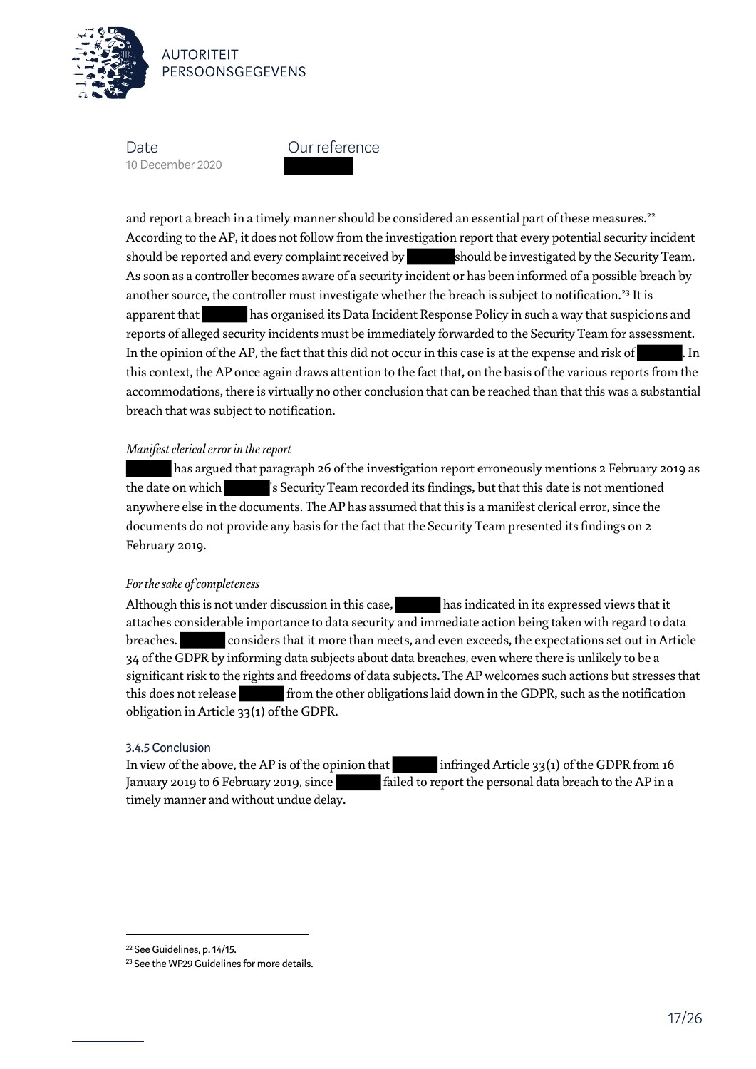and report a breach in a timely manner should be considered an essential part of these measures.[22] According to the AP, it does not follow from the investigation report that every potential security incident should be reported and every complaint received by ██████ should be investigated by the Security Team. As soon as a controller becomes aware of a security incident or has been informed of a possible breach by another source, the controller must investigate whether the breach is subject to notification.[23] It is apparent that ██████ has organised its Data Incident Response Policy in such a way that suspicions and reports of alleged security incidents must be immediately forwarded to the Security Team for assessment. In the opinion of the AP, the fact that this did not occur in this case is at the expense and risk of ██████. In this context, the AP once again draws attention to the fact that, on the basis of the various reports from the accommodations, there is virtually no other conclusion that can be reached than that this was a substantial breach that was subject to notification.

*Manifest clerical error in the report*

██████ has argued that paragraph 26 of the investigation report erroneously mentions 2 February 2019 as the date on which ██████'s Security Team recorded its findings, but that this date is not mentioned anywhere else in the documents. The AP has assumed that this is a manifest clerical error, since the documents do not provide any basis for the fact that the Security Team presented its findings on 2 February 2019.

*For the sake of completeness*

Although this is not under discussion in this case, ██████ has indicated in its expressed views that it attaches considerable importance to data security and immediate action being taken with regard to data breaches. ██████ considers that it more than meets, and even exceeds, the expectations set out in Article 34 of the GDPR by informing data subjects about data breaches, even where there is unlikely to be a significant risk to the rights and freedoms of data subjects. The AP welcomes such actions but stresses that this does not release ██████ from the other obligations laid down in the GDPR, such as the notification obligation in Article 33(1) of the GDPR.

### 3.4.5 Conclusion

In view of the above, the AP is of the opinion that ██████ infringed Article 33(1) of the GDPR from 16 January 2019 to 6 February 2019, since ██████ failed to report the personal data breach to the AP in a timely manner and without undue delay.

---

[22] See Guidelines, p. 14/15.

[23] See the WP29 Guidelines for more details.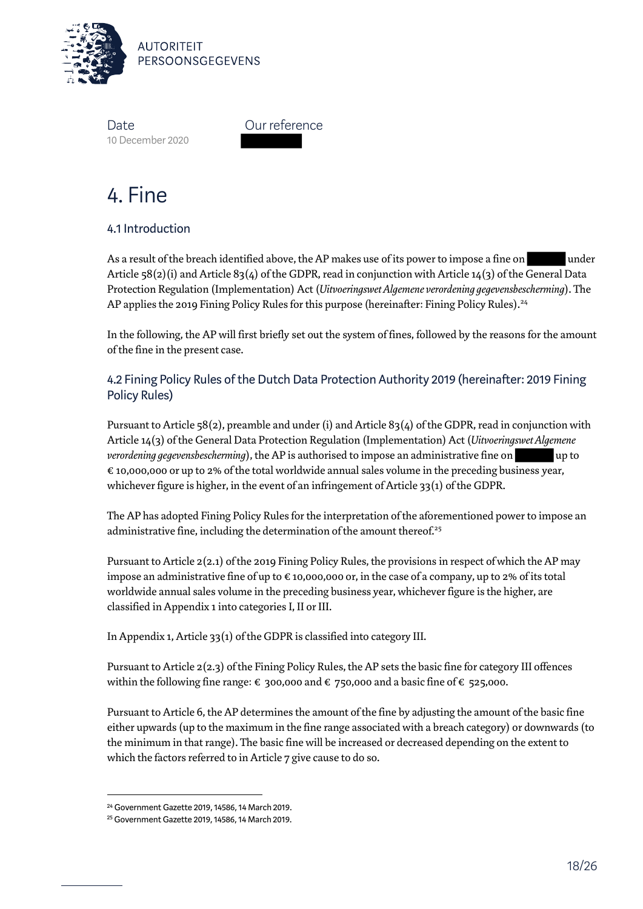Date
10 December 2020

Our reference

# 4. Fine

## 4.1 Introduction

As a result of the breach identified above, the AP makes use of its power to impose a fine on under Article 58(2)(i) and Article 83(4) of the GDPR, read in conjunction with Article 14(3) of the General Data Protection Regulation (Implementation) Act (*Uitvoeringswet Algemene verordening gegevensbescherming*). The AP applies the 2019 Fining Policy Rules for this purpose (hereinafter: Fining Policy Rules).[24]

In the following, the AP will first briefly set out the system of fines, followed by the reasons for the amount of the fine in the present case.

## 4.2 Fining Policy Rules of the Dutch Data Protection Authority 2019 (hereinafter: 2019 Fining Policy Rules)

Pursuant to Article 58(2), preamble and under (i) and Article 83(4) of the GDPR, read in conjunction with Article 14(3) of the General Data Protection Regulation (Implementation) Act (*Uitvoeringswet Algemene verordening gegevensbescherming*), the AP is authorised to impose an administrative fine on up to € 10,000,000 or up to 2% of the total worldwide annual sales volume in the preceding business year, whichever figure is higher, in the event of an infringement of Article 33(1) of the GDPR.

The AP has adopted Fining Policy Rules for the interpretation of the aforementioned power to impose an administrative fine, including the determination of the amount thereof.[25]

Pursuant to Article 2(2.1) of the 2019 Fining Policy Rules, the provisions in respect of which the AP may impose an administrative fine of up to € 10,000,000 or, in the case of a company, up to 2% of its total worldwide annual sales volume in the preceding business year, whichever figure is the higher, are classified in Appendix 1 into categories I, II or III.

In Appendix 1, Article 33(1) of the GDPR is classified into category III.

Pursuant to Article 2(2.3) of the Fining Policy Rules, the AP sets the basic fine for category III offences within the following fine range: € 300,000 and € 750,000 and a basic fine of € 525,000.

Pursuant to Article 6, the AP determines the amount of the fine by adjusting the amount of the basic fine either upwards (up to the maximum in the fine range associated with a breach category) or downwards (to the minimum in that range). The basic fine will be increased or decreased depending on the extent to which the factors referred to in Article 7 give cause to do so.

---

[24] Government Gazette 2019, 14586, 14 March 2019.

[25] Government Gazette 2019, 14586, 14 March 2019.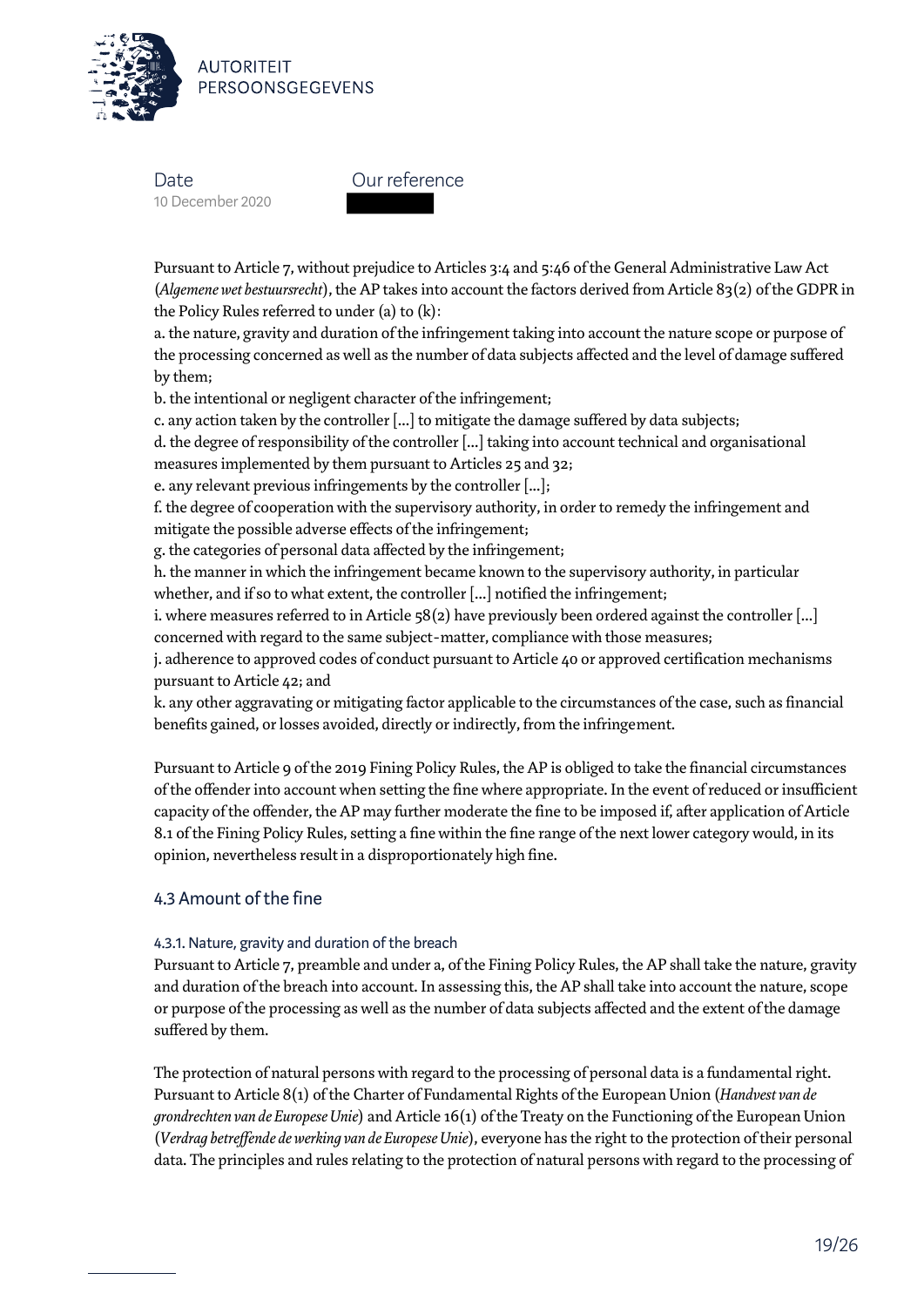Pursuant to Article 7, without prejudice to Articles 3:4 and 5:46 of the General Administrative Law Act (*Algemene wet bestuursrecht*), the AP takes into account the factors derived from Article 83(2) of the GDPR in the Policy Rules referred to under (a) to (k):

a. the nature, gravity and duration of the infringement taking into account the nature scope or purpose of the processing concerned as well as the number of data subjects affected and the level of damage suffered by them;

b. the intentional or negligent character of the infringement;

c. any action taken by the controller [...] to mitigate the damage suffered by data subjects;

d. the degree of responsibility of the controller [...] taking into account technical and organisational measures implemented by them pursuant to Articles 25 and 32;

e. any relevant previous infringements by the controller [...];

f. the degree of cooperation with the supervisory authority, in order to remedy the infringement and mitigate the possible adverse effects of the infringement;

g. the categories of personal data affected by the infringement;

h. the manner in which the infringement became known to the supervisory authority, in particular whether, and if so to what extent, the controller [...] notified the infringement;

i. where measures referred to in Article 58(2) have previously been ordered against the controller [...] concerned with regard to the same subject-matter, compliance with those measures;

j. adherence to approved codes of conduct pursuant to Article 40 or approved certification mechanisms pursuant to Article 42; and

k. any other aggravating or mitigating factor applicable to the circumstances of the case, such as financial benefits gained, or losses avoided, directly or indirectly, from the infringement.

Pursuant to Article 9 of the 2019 Fining Policy Rules, the AP is obliged to take the financial circumstances of the offender into account when setting the fine where appropriate. In the event of reduced or insufficient capacity of the offender, the AP may further moderate the fine to be imposed if, after application of Article 8.1 of the Fining Policy Rules, setting a fine within the fine range of the next lower category would, in its opinion, nevertheless result in a disproportionately high fine.

## 4.3 Amount of the fine

### 4.3.1. Nature, gravity and duration of the breach

Pursuant to Article 7, preamble and under a, of the Fining Policy Rules, the AP shall take the nature, gravity and duration of the breach into account. In assessing this, the AP shall take into account the nature, scope or purpose of the processing as well as the number of data subjects affected and the extent of the damage suffered by them.

The protection of natural persons with regard to the processing of personal data is a fundamental right. Pursuant to Article 8(1) of the Charter of Fundamental Rights of the European Union (*Handvest van de grondrechten van de Europese Unie*) and Article 16(1) of the Treaty on the Functioning of the European Union (*Verdrag betreffende de werking van de Europese Unie*), everyone has the right to the protection of their personal data. The principles and rules relating to the protection of natural persons with regard to the processing of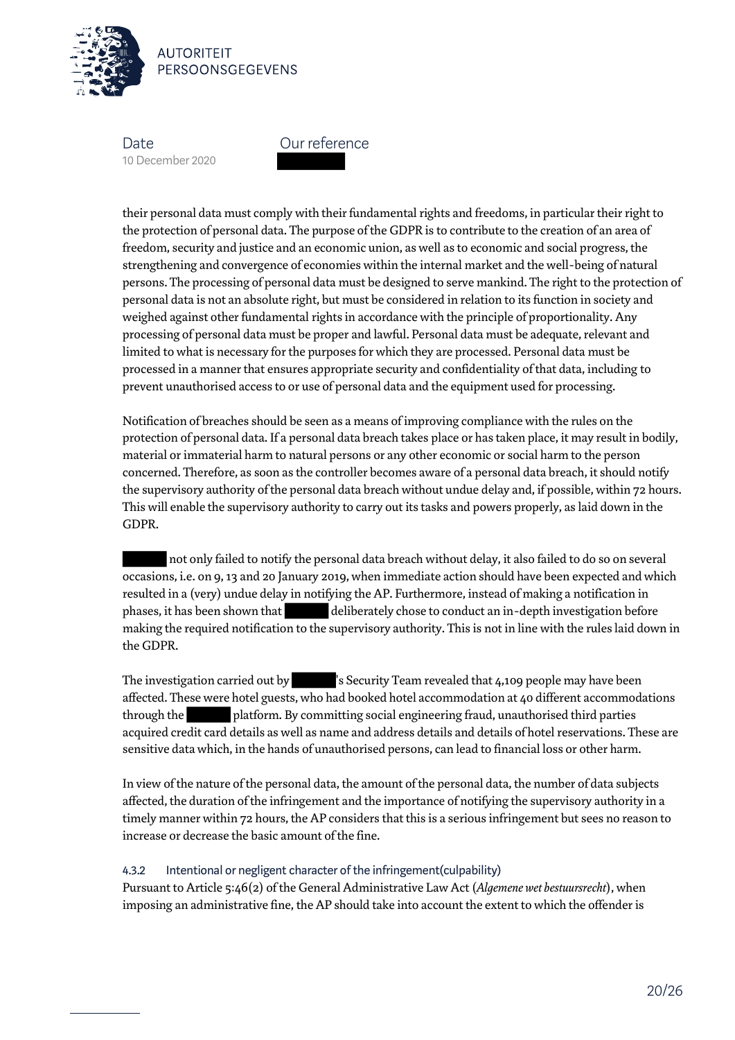their personal data must comply with their fundamental rights and freedoms, in particular their right to the protection of personal data. The purpose of the GDPR is to contribute to the creation of an area of freedom, security and justice and an economic union, as well as to economic and social progress, the strengthening and convergence of economies within the internal market and the well-being of natural persons. The processing of personal data must be designed to serve mankind. The right to the protection of personal data is not an absolute right, but must be considered in relation to its function in society and weighed against other fundamental rights in accordance with the principle of proportionality. Any processing of personal data must be proper and lawful. Personal data must be adequate, relevant and limited to what is necessary for the purposes for which they are processed. Personal data must be processed in a manner that ensures appropriate security and confidentiality of that data, including to prevent unauthorised access to or use of personal data and the equipment used for processing.

Notification of breaches should be seen as a means of improving compliance with the rules on the protection of personal data. If a personal data breach takes place or has taken place, it may result in bodily, material or immaterial harm to natural persons or any other economic or social harm to the person concerned. Therefore, as soon as the controller becomes aware of a personal data breach, it should notify the supervisory authority of the personal data breach without undue delay and, if possible, within 72 hours. This will enable the supervisory authority to carry out its tasks and powers properly, as laid down in the GDPR.

[redacted] not only failed to notify the personal data breach without delay, it also failed to do so on several occasions, i.e. on 9, 13 and 20 January 2019, when immediate action should have been expected and which resulted in a (very) undue delay in notifying the AP. Furthermore, instead of making a notification in phases, it has been shown that [redacted] deliberately chose to conduct an in-depth investigation before making the required notification to the supervisory authority. This is not in line with the rules laid down in the GDPR.

The investigation carried out by [redacted]'s Security Team revealed that 4,109 people may have been affected. These were hotel guests, who had booked hotel accommodation at 40 different accommodations through the [redacted] platform. By committing social engineering fraud, unauthorised third parties acquired credit card details as well as name and address details and details of hotel reservations. These are sensitive data which, in the hands of unauthorised persons, can lead to financial loss or other harm.

In view of the nature of the personal data, the amount of the personal data, the number of data subjects affected, the duration of the infringement and the importance of notifying the supervisory authority in a timely manner within 72 hours, the AP considers that this is a serious infringement but sees no reason to increase or decrease the basic amount of the fine.

#### 4.3.2 Intentional or negligent character of the infringement(culpability)

Pursuant to Article 5:46(2) of the General Administrative Law Act (*Algemene wet bestuursrecht*), when imposing an administrative fine, the AP should take into account the extent to which the offender is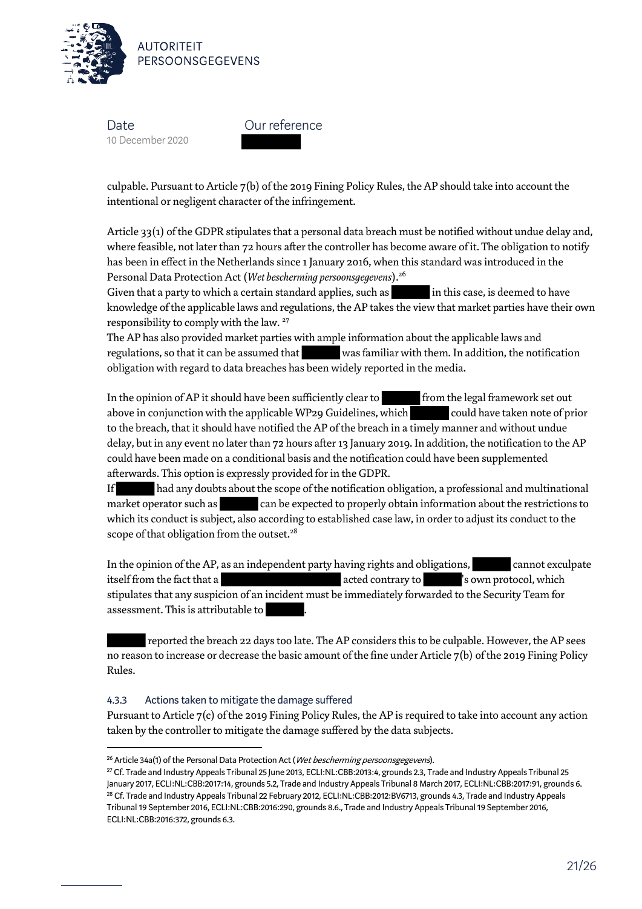culpable. Pursuant to Article 7(b) of the 2019 Fining Policy Rules, the AP should take into account the intentional or negligent character of the infringement.

Article 33(1) of the GDPR stipulates that a personal data breach must be notified without undue delay and, where feasible, not later than 72 hours after the controller has become aware of it. The obligation to notify has been in effect in the Netherlands since 1 January 2016, when this standard was introduced in the Personal Data Protection Act (*Wet bescherming persoonsgegevens*).[26]
Given that a party to which a certain standard applies, such as [redacted] in this case, is deemed to have knowledge of the applicable laws and regulations, the AP takes the view that market parties have their own responsibility to comply with the law.[27]
The AP has also provided market parties with ample information about the applicable laws and regulations, so that it can be assumed that [redacted] was familiar with them. In addition, the notification obligation with regard to data breaches has been widely reported in the media.

In the opinion of AP it should have been sufficiently clear to [redacted] from the legal framework set out above in conjunction with the applicable WP29 Guidelines, which [redacted] could have taken note of prior to the breach, that it should have notified the AP of the breach in a timely manner and without undue delay, but in any event no later than 72 hours after 13 January 2019. In addition, the notification to the AP could have been made on a conditional basis and the notification could have been supplemented afterwards. This option is expressly provided for in the GDPR.
If [redacted] had any doubts about the scope of the notification obligation, a professional and multinational market operator such as [redacted] can be expected to properly obtain information about the restrictions to which its conduct is subject, also according to established case law, in order to adjust its conduct to the scope of that obligation from the outset.[28]

In the opinion of the AP, as an independent party having rights and obligations, [redacted] cannot exculpate itself from the fact that a [redacted] acted contrary to [redacted]'s own protocol, which stipulates that any suspicion of an incident must be immediately forwarded to the Security Team for assessment. This is attributable to [redacted].

[redacted] reported the breach 22 days too late. The AP considers this to be culpable. However, the AP sees no reason to increase or decrease the basic amount of the fine under Article 7(b) of the 2019 Fining Policy Rules.

#### 4.3.3 Actions taken to mitigate the damage suffered

Pursuant to Article 7(c) of the 2019 Fining Policy Rules, the AP is required to take into account any action taken by the controller to mitigate the damage suffered by the data subjects.

---

[26] Article 34a(1) of the Personal Data Protection Act (*Wet bescherming persoonsgegevens*).

[27] Cf. Trade and Industry Appeals Tribunal 25 June 2013, ECLI:NL:CBB:2013:4, grounds 2.3, Trade and Industry Appeals Tribunal 25 January 2017, ECLI:NL:CBB:2017:14, grounds 5.2, Trade and Industry Appeals Tribunal 8 March 2017, ECLI:NL:CBB:2017:91, grounds 6.

[28] Cf. Trade and Industry Appeals Tribunal 22 February 2012, ECLI:NL:CBB:2012:BV6713, grounds 4.3, Trade and Industry Appeals Tribunal 19 September 2016, ECLI:NL:CBB:2016:290, grounds 8.6., Trade and Industry Appeals Tribunal 19 September 2016, ECLI:NL:CBB:2016:372, grounds 6.3.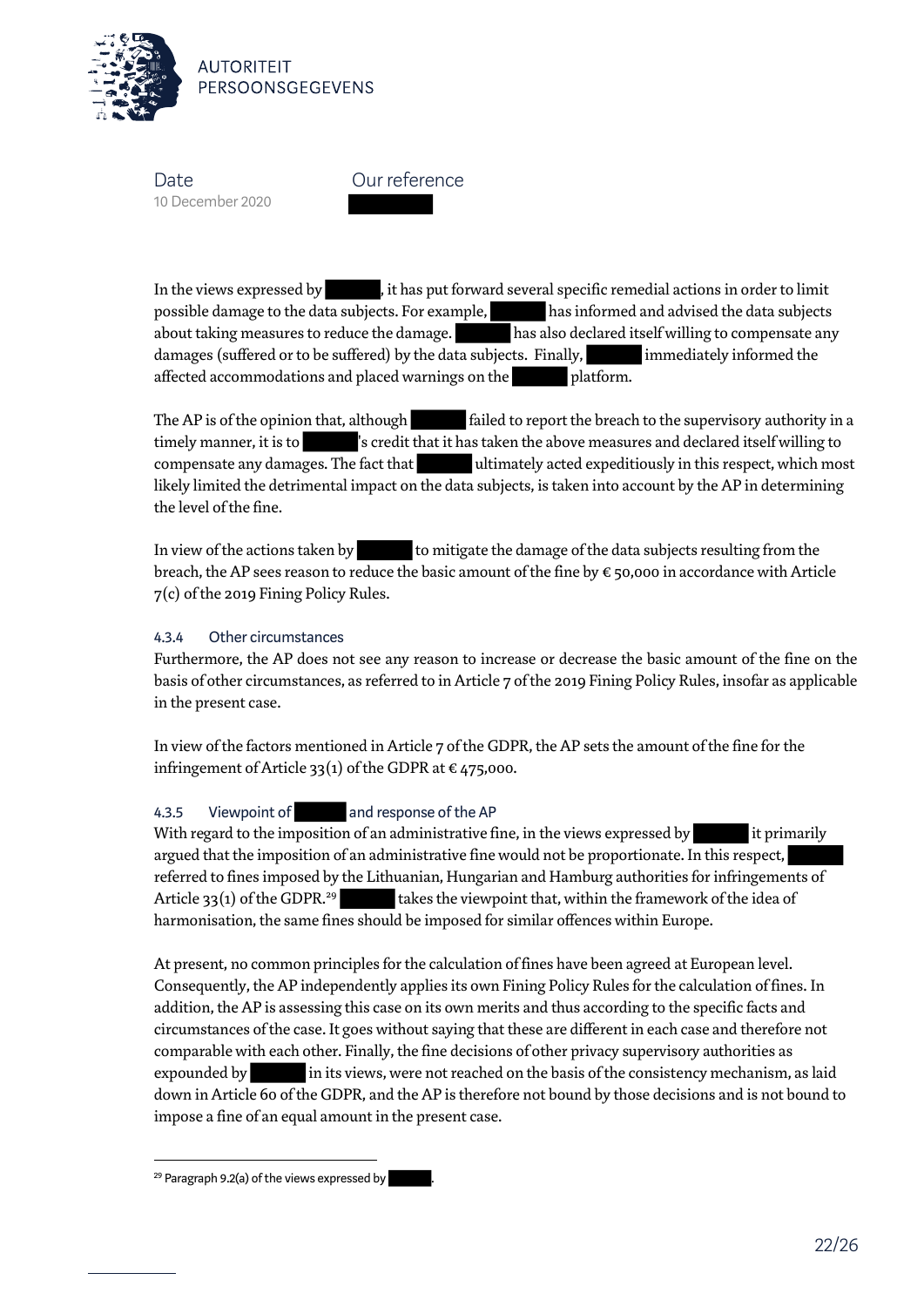In the views expressed by [redacted], it has put forward several specific remedial actions in order to limit possible damage to the data subjects. For example, [redacted] has informed and advised the data subjects about taking measures to reduce the damage. [redacted] has also declared itself willing to compensate any damages (suffered or to be suffered) by the data subjects. Finally, [redacted] immediately informed the affected accommodations and placed warnings on the [redacted] platform.

The AP is of the opinion that, although [redacted] failed to report the breach to the supervisory authority in a timely manner, it is to [redacted]'s credit that it has taken the above measures and declared itself willing to compensate any damages. The fact that [redacted] ultimately acted expeditiously in this respect, which most likely limited the detrimental impact on the data subjects, is taken into account by the AP in determining the level of the fine.

In view of the actions taken by [redacted] to mitigate the damage of the data subjects resulting from the breach, the AP sees reason to reduce the basic amount of the fine by € 50,000 in accordance with Article 7(c) of the 2019 Fining Policy Rules.

#### 4.3.4 Other circumstances

Furthermore, the AP does not see any reason to increase or decrease the basic amount of the fine on the basis of other circumstances, as referred to in Article 7 of the 2019 Fining Policy Rules, insofar as applicable in the present case.

In view of the factors mentioned in Article 7 of the GDPR, the AP sets the amount of the fine for the infringement of Article 33(1) of the GDPR at € 475,000.

#### 4.3.5 Viewpoint of [redacted] and response of the AP

With regard to the imposition of an administrative fine, in the views expressed by [redacted] it primarily argued that the imposition of an administrative fine would not be proportionate. In this respect, [redacted] referred to fines imposed by the Lithuanian, Hungarian and Hamburg authorities for infringements of Article 33(1) of the GDPR.[29] [redacted] takes the viewpoint that, within the framework of the idea of harmonisation, the same fines should be imposed for similar offences within Europe.

At present, no common principles for the calculation of fines have been agreed at European level. Consequently, the AP independently applies its own Fining Policy Rules for the calculation of fines. In addition, the AP is assessing this case on its own merits and thus according to the specific facts and circumstances of the case. It goes without saying that these are different in each case and therefore not comparable with each other. Finally, the fine decisions of other privacy supervisory authorities as expounded by [redacted] in its views, were not reached on the basis of the consistency mechanism, as laid down in Article 60 of the GDPR, and the AP is therefore not bound by those decisions and is not bound to impose a fine of an equal amount in the present case.

---

[29] Paragraph 9.2(a) of the views expressed by [redacted].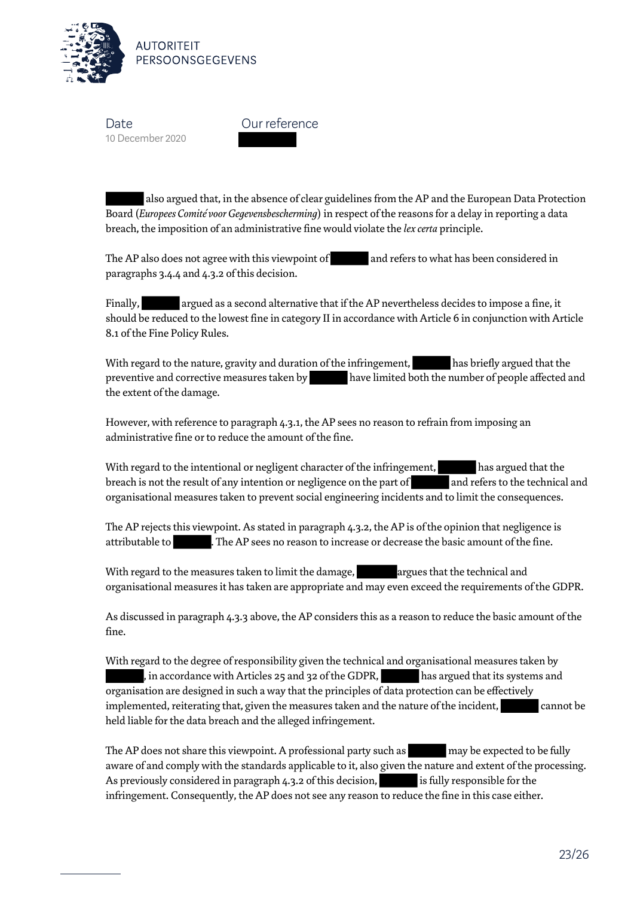[redacted] also argued that, in the absence of clear guidelines from the AP and the European Data Protection Board (*Europees Comité voor Gegevensbescherming*) in respect of the reasons for a delay in reporting a data breach, the imposition of an administrative fine would violate the *lex certa* principle.

The AP also does not agree with this viewpoint of [redacted] and refers to what has been considered in paragraphs 3.4.4 and 4.3.2 of this decision.

Finally, [redacted] argued as a second alternative that if the AP nevertheless decides to impose a fine, it should be reduced to the lowest fine in category II in accordance with Article 6 in conjunction with Article 8.1 of the Fine Policy Rules.

With regard to the nature, gravity and duration of the infringement, [redacted] has briefly argued that the preventive and corrective measures taken by [redacted] have limited both the number of people affected and the extent of the damage.

However, with reference to paragraph 4.3.1, the AP sees no reason to refrain from imposing an administrative fine or to reduce the amount of the fine.

With regard to the intentional or negligent character of the infringement, [redacted] has argued that the breach is not the result of any intention or negligence on the part of [redacted] and refers to the technical and organisational measures taken to prevent social engineering incidents and to limit the consequences.

The AP rejects this viewpoint. As stated in paragraph 4.3.2, the AP is of the opinion that negligence is attributable to [redacted]. The AP sees no reason to increase or decrease the basic amount of the fine.

With regard to the measures taken to limit the damage, [redacted] argues that the technical and organisational measures it has taken are appropriate and may even exceed the requirements of the GDPR.

As discussed in paragraph 4.3.3 above, the AP considers this as a reason to reduce the basic amount of the fine.

With regard to the degree of responsibility given the technical and organisational measures taken by [redacted], in accordance with Articles 25 and 32 of the GDPR, [redacted] has argued that its systems and organisation are designed in such a way that the principles of data protection can be effectively implemented, reiterating that, given the measures taken and the nature of the incident, [redacted] cannot be held liable for the data breach and the alleged infringement.

The AP does not share this viewpoint. A professional party such as [redacted] may be expected to be fully aware of and comply with the standards applicable to it, also given the nature and extent of the processing. As previously considered in paragraph 4.3.2 of this decision, [redacted] is fully responsible for the infringement. Consequently, the AP does not see any reason to reduce the fine in this case either.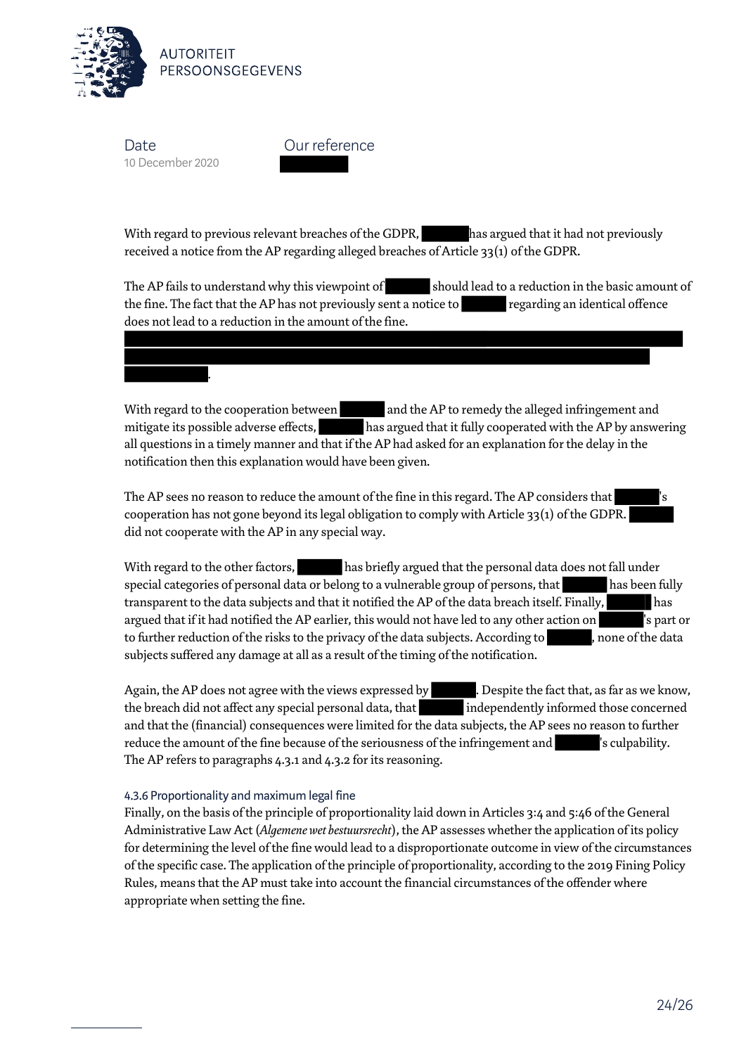Date
10 December 2020

Our reference
[redacted]

With regard to previous relevant breaches of the GDPR, [redacted] has argued that it had not previously received a notice from the AP regarding alleged breaches of Article 33(1) of the GDPR.

The AP fails to understand why this viewpoint of [redacted] should lead to a reduction in the basic amount of the fine. The fact that the AP has not previously sent a notice to [redacted] regarding an identical offence does not lead to a reduction in the amount of the fine.

[redacted].

With regard to the cooperation between [redacted] and the AP to remedy the alleged infringement and mitigate its possible adverse effects, [redacted] has argued that it fully cooperated with the AP by answering all questions in a timely manner and that if the AP had asked for an explanation for the delay in the notification then this explanation would have been given.

The AP sees no reason to reduce the amount of the fine in this regard. The AP considers that [redacted]'s cooperation has not gone beyond its legal obligation to comply with Article 33(1) of the GDPR. [redacted] did not cooperate with the AP in any special way.

With regard to the other factors, [redacted] has briefly argued that the personal data does not fall under special categories of personal data or belong to a vulnerable group of persons, that [redacted] has been fully transparent to the data subjects and that it notified the AP of the data breach itself. Finally, [redacted] has argued that if it had notified the AP earlier, this would not have led to any other action on [redacted]'s part or to further reduction of the risks to the privacy of the data subjects. According to [redacted], none of the data subjects suffered any damage at all as a result of the timing of the notification.

Again, the AP does not agree with the views expressed by [redacted]. Despite the fact that, as far as we know, the breach did not affect any special personal data, that [redacted] independently informed those concerned and that the (financial) consequences were limited for the data subjects, the AP sees no reason to further reduce the amount of the fine because of the seriousness of the infringement and [redacted]'s culpability. The AP refers to paragraphs 4.3.1 and 4.3.2 for its reasoning.

#### 4.3.6 Proportionality and maximum legal fine

Finally, on the basis of the principle of proportionality laid down in Articles 3:4 and 5:46 of the General Administrative Law Act (*Algemene wet bestuursrecht*), the AP assesses whether the application of its policy for determining the level of the fine would lead to a disproportionate outcome in view of the circumstances of the specific case. The application of the principle of proportionality, according to the 2019 Fining Policy Rules, means that the AP must take into account the financial circumstances of the offender where appropriate when setting the fine.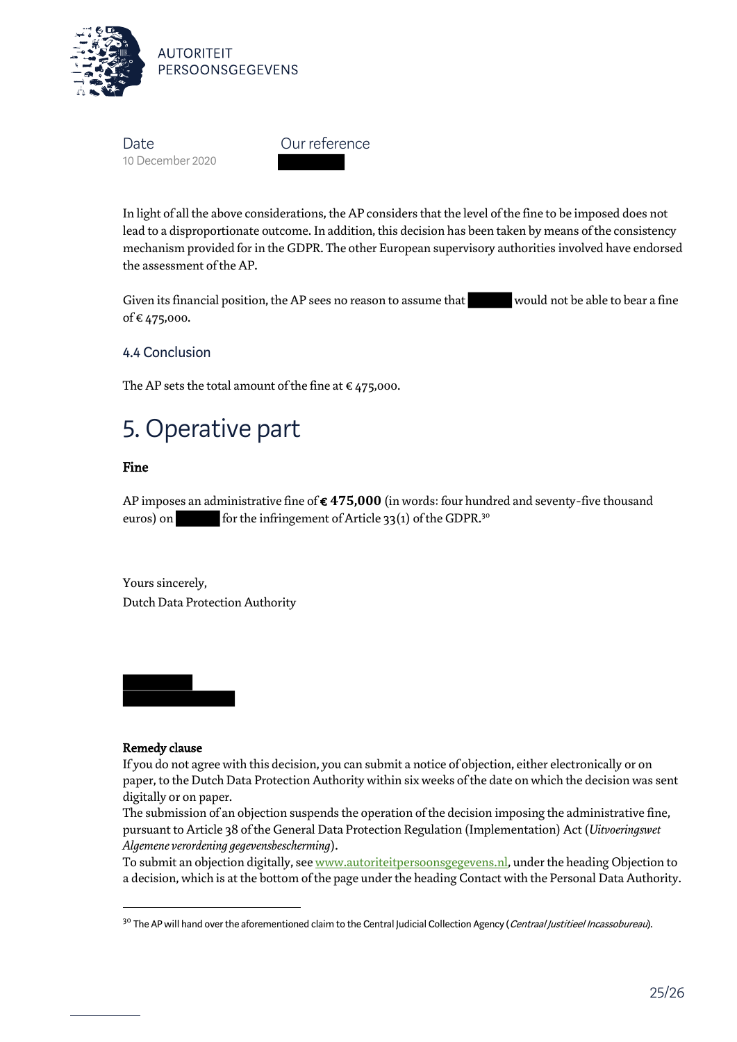In light of all the above considerations, the AP considers that the level of the fine to be imposed does not lead to a disproportionate outcome. In addition, this decision has been taken by means of the consistency mechanism provided for in the GDPR. The other European supervisory authorities involved have endorsed the assessment of the AP.

Given its financial position, the AP sees no reason to assume that ██████ would not be able to bear a fine of € 475,000.

### 4.4 Conclusion

The AP sets the total amount of the fine at € 475,000.

## 5. Operative part

**Fine**

AP imposes an administrative fine of **€ 475,000** (in words: four hundred and seventy-five thousand euros) on ██████ for the infringement of Article 33(1) of the GDPR.[30]

Yours sincerely,
Dutch Data Protection Authority

██████
██████

**Remedy clause**
If you do not agree with this decision, you can submit a notice of objection, either electronically or on paper, to the Dutch Data Protection Authority within six weeks of the date on which the decision was sent digitally or on paper.
The submission of an objection suspends the operation of the decision imposing the administrative fine, pursuant to Article 38 of the General Data Protection Regulation (Implementation) Act (*Uitvoeringswet Algemene verordening gegevensbescherming*).
To submit an objection digitally, see www.autoriteitpersoonsgegevens.nl, under the heading Objection to a decision, which is at the bottom of the page under the heading Contact with the Personal Data Authority.

---

[30] The AP will hand over the aforementioned claim to the Central Judicial Collection Agency (*Centraal Justitieel Incassobureau*).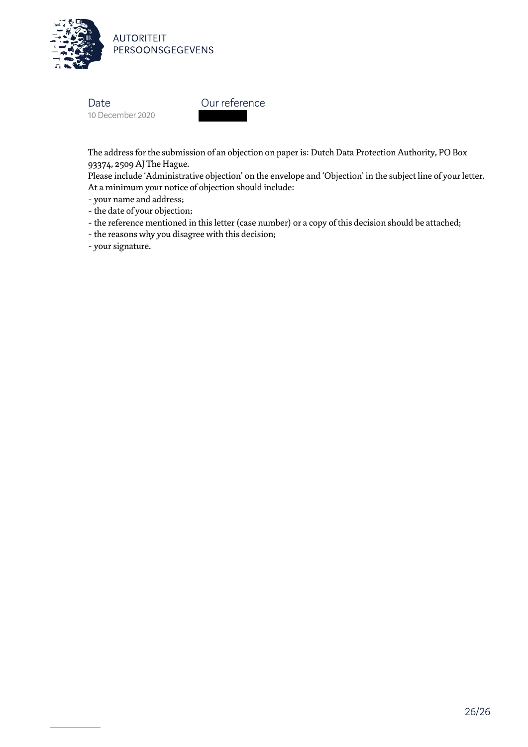Date
10 December 2020

Our reference

The address for the submission of an objection on paper is: Dutch Data Protection Authority, PO Box 93374, 2509 AJ The Hague.
Please include 'Administrative objection' on the envelope and 'Objection' in the subject line of your letter.
At a minimum your notice of objection should include:
- your name and address;
- the date of your objection;
- the reference mentioned in this letter (case number) or a copy of this decision should be attached;
- the reasons why you disagree with this decision;
- your signature.